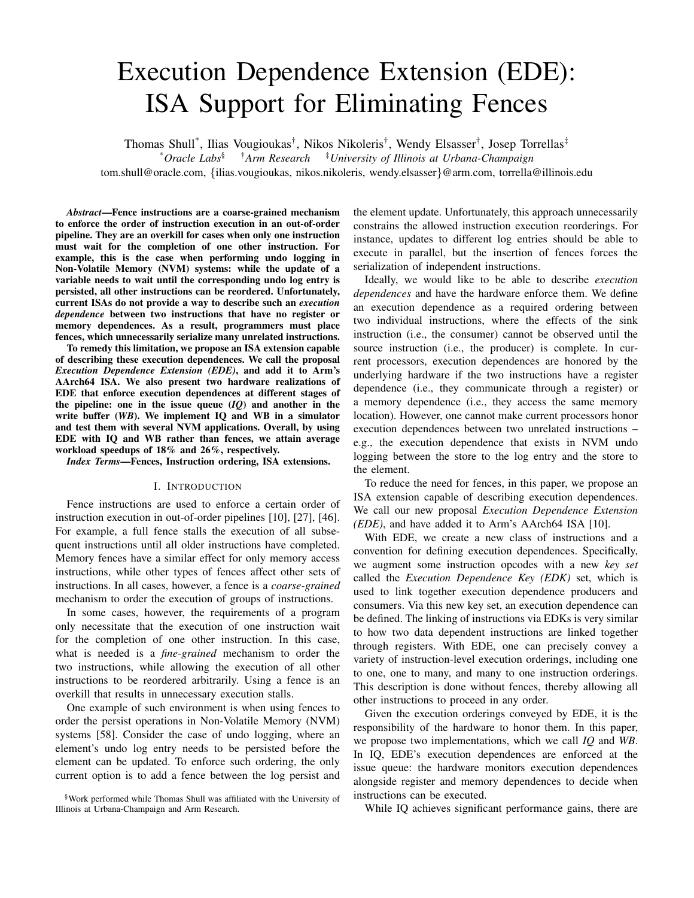# Execution Dependence Extension (EDE): ISA Support for Eliminating Fences

Thomas Shull[*], Ilias Vougioukas[†], Nikos Nikoleris[†], Wendy Elsasser[†], Josep Torrellas[‡]

[*]*Oracle Labs*[§] [†]*Arm Research* [‡]*University of Illinois at Urbana-Champaign*

tom.shull@oracle.com, {ilias.vougioukas, nikos.nikoleris, wendy.elsasser}@arm.com, torrella@illinois.edu

***Abstract*—Fence instructions are a coarse-grained mechanism to enforce the order of instruction execution in an out-of-order pipeline. They are an overkill for cases when only one instruction must wait for the completion of one other instruction. For example, this is the case when performing undo logging in Non-Volatile Memory (NVM) systems: while the update of a variable needs to wait until the corresponding undo log entry is persisted, all other instructions can be reordered. Unfortunately, current ISAs do not provide a way to describe such an *execution dependence* between two instructions that have no register or memory dependences. As a result, programmers must place fences, which unnecessarily serialize many unrelated instructions.**

**To remedy this limitation, we propose an ISA extension capable of describing these execution dependences. We call the proposal *Execution Dependence Extension (EDE)*, and add it to Arm's AArch64 ISA. We also present two hardware realizations of EDE that enforce execution dependences at different stages of the pipeline: one in the issue queue (*IQ*) and another in the write buffer (*WB*). We implement IQ and WB in a simulator and test them with several NVM applications. Overall, by using EDE with IQ and WB rather than fences, we attain average workload speedups of 18% and 26%, respectively.**

***Index Terms*—Fences, Instruction ordering, ISA extensions.**

## I. Introduction

Fence instructions are used to enforce a certain order of instruction execution in out-of-order pipelines [10], [27], [46]. For example, a full fence stalls the execution of all subsequent instructions until all older instructions have completed. Memory fences have a similar effect for only memory access instructions, while other types of fences affect other sets of instructions. In all cases, however, a fence is a *coarse-grained* mechanism to order the execution of groups of instructions.

In some cases, however, the requirements of a program only necessitate that the execution of one instruction wait for the completion of one other instruction. In this case, what is needed is a *fine-grained* mechanism to order the two instructions, while allowing the execution of all other instructions to be reordered arbitrarily. Using a fence is an overkill that results in unnecessary execution stalls.

One example of such environment is when using fences to order the persist operations in Non-Volatile Memory (NVM) systems [58]. Consider the case of undo logging, where an element's undo log entry needs to be persisted before the element can be updated. To enforce such ordering, the only current option is to add a fence between the log persist and the element update. Unfortunately, this approach unnecessarily constrains the allowed instruction execution reorderings. For instance, updates to different log entries should be able to execute in parallel, but the insertion of fences forces the serialization of independent instructions.

Ideally, we would like to be able to describe *execution dependences* and have the hardware enforce them. We define an execution dependence as a required ordering between two individual instructions, where the effects of the sink instruction (i.e., the consumer) cannot be observed until the source instruction (i.e., the producer) is complete. In current processors, execution dependences are honored by the underlying hardware if the two instructions have a register dependence (i.e., they communicate through a register) or a memory dependence (i.e., they access the same memory location). However, one cannot make current processors honor execution dependences between two unrelated instructions – e.g., the execution dependence that exists in NVM undo logging between the store to the log entry and the store to the element.

To reduce the need for fences, in this paper, we propose an ISA extension capable of describing execution dependences. We call our new proposal *Execution Dependence Extension (EDE)*, and have added it to Arm's AArch64 ISA [10].

With EDE, we create a new class of instructions and a convention for defining execution dependences. Specifically, we augment some instruction opcodes with a new *key set* called the *Execution Dependence Key (EDK)* set, which is used to link together execution dependence producers and consumers. Via this new key set, an execution dependence can be defined. The linking of instructions via EDKs is very similar to how two data dependent instructions are linked together through registers. With EDE, one can precisely convey a variety of instruction-level execution orderings, including one to one, one to many, and many to one instruction orderings. This description is done without fences, thereby allowing all other instructions to proceed in any order.

Given the execution orderings conveyed by EDE, it is the responsibility of the hardware to honor them. In this paper, we propose two implementations, which we call *IQ* and *WB*. In IQ, EDE's execution dependences are enforced at the issue queue: the hardware monitors execution dependences alongside register and memory dependences to decide when instructions can be executed.

While IQ achieves significant performance gains, there are

[§]Work performed while Thomas Shull was affiliated with the University of Illinois at Urbana-Champaign and Arm Research.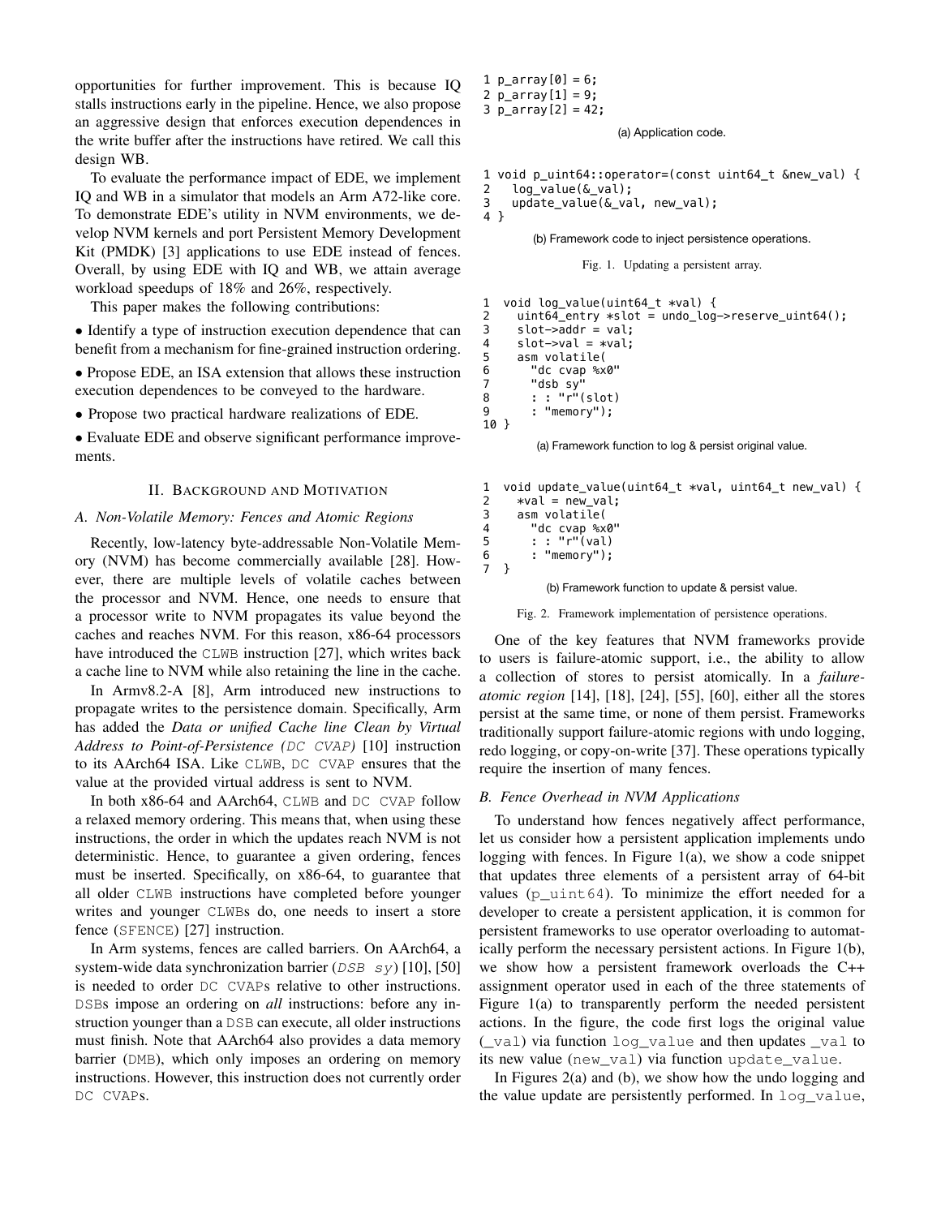opportunities for further improvement. This is because IQ stalls instructions early in the pipeline. Hence, we also propose an aggressive design that enforces execution dependences in the write buffer after the instructions have retired. We call this design WB.

To evaluate the performance impact of EDE, we implement IQ and WB in a simulator that models an Arm A72-like core. To demonstrate EDE's utility in NVM environments, we develop NVM kernels and port Persistent Memory Development Kit (PMDK) [3] applications to use EDE instead of fences. Overall, by using EDE with IQ and WB, we attain average workload speedups of 18% and 26%, respectively.

This paper makes the following contributions:

- Identify a type of instruction execution dependence that can benefit from a mechanism for fine-grained instruction ordering.
- Propose EDE, an ISA extension that allows these instruction execution dependences to be conveyed to the hardware.
- Propose two practical hardware realizations of EDE.
- Evaluate EDE and observe significant performance improvements.

## II. Background and Motivation

### A. Non-Volatile Memory: Fences and Atomic Regions

Recently, low-latency byte-addressable Non-Volatile Memory (NVM) has become commercially available [28]. However, there are multiple levels of volatile caches between the processor and NVM. Hence, one needs to ensure that a processor write to NVM propagates its value beyond the caches and reaches NVM. For this reason, x86-64 processors have introduced the `CLWB` instruction [27], which writes back a cache line to NVM while also retaining the line in the cache.

In Armv8.2-A [8], Arm introduced new instructions to propagate writes to the persistence domain. Specifically, Arm has added the *Data or unified Cache line Clean by Virtual Address to Point-of-Persistence (`DC CVAP`)* [10] instruction to its AArch64 ISA. Like `CLWB`, `DC CVAP` ensures that the value at the provided virtual address is sent to NVM.

In both x86-64 and AArch64, `CLWB` and `DC CVAP` follow a relaxed memory ordering. This means that, when using these instructions, the order in which the updates reach NVM is not deterministic. Hence, to guarantee a given ordering, fences must be inserted. Specifically, on x86-64, to guarantee that all older `CLWB` instructions have completed before younger writes and younger `CLWB`s do, one needs to insert a store fence (`SFENCE`) [27] instruction.

In Arm systems, fences are called barriers. On AArch64, a system-wide data synchronization barrier (*`DSB sy`*) [10], [50] is needed to order `DC CVAP`s relative to other instructions. `DSB`s impose an ordering on *all* instructions: before any instruction younger than a `DSB` can execute, all older instructions must finish. Note that AArch64 also provides a data memory barrier (`DMB`), which only imposes an ordering on memory instructions. However, this instruction does not currently order `DC CVAP`s.

```
1 p_array[0] = 6;
2 p_array[1] = 9;
3 p_array[2] = 42;
```

(a) Application code.

```
1 void p_uint64::operator=(const uint64_t &new_val) {
2   log_value(&_val);
3   update_value(&_val, new_val);
4 }
```

(b) Framework code to inject persistence operations.

Fig. 1. Updating a persistent array.

```
1  void log_value(uint64_t *val) {
2    uint64_entry *slot = undo_log->reserve_uint64();
3    slot->addr = val;
4    slot->val = *val;
5    asm volatile(
6      "dc cvap %x0"
7      "dsb sy"
8      : : "r"(slot)
9      : "memory");
10 }
```

(a) Framework function to log & persist original value.

```
1  void update_value(uint64_t *val, uint64_t new_val) {
2    *val = new_val;
3    asm volatile(
4      "dc cvap %x0"
5      : : "r"(val)
6      : "memory");
7  }
```

(b) Framework function to update & persist value.

Fig. 2. Framework implementation of persistence operations.

One of the key features that NVM frameworks provide to users is failure-atomic support, i.e., the ability to allow a collection of stores to persist atomically. In a *failure-atomic region* [14], [18], [24], [55], [60], either all the stores persist at the same time, or none of them persist. Frameworks traditionally support failure-atomic regions with undo logging, redo logging, or copy-on-write [37]. These operations typically require the insertion of many fences.

### B. Fence Overhead in NVM Applications

To understand how fences negatively affect performance, let us consider how a persistent application implements undo logging with fences. In Figure 1(a), we show a code snippet that updates three elements of a persistent array of 64-bit values (`p_uint64`). To minimize the effort needed for a developer to create a persistent application, it is common for persistent frameworks to use operator overloading to automatically perform the necessary persistent actions. In Figure 1(b), we show how a persistent framework overloads the C++ assignment operator used in each of the three statements of Figure 1(a) to transparently perform the needed persistent actions. In the figure, the code first logs the original value (`_val`) via function `log_value` and then updates `_val` to its new value (`new_val`) via function `update_value`.

In Figures 2(a) and (b), we show how the undo logging and the value update are persistently performed. In `log_value`,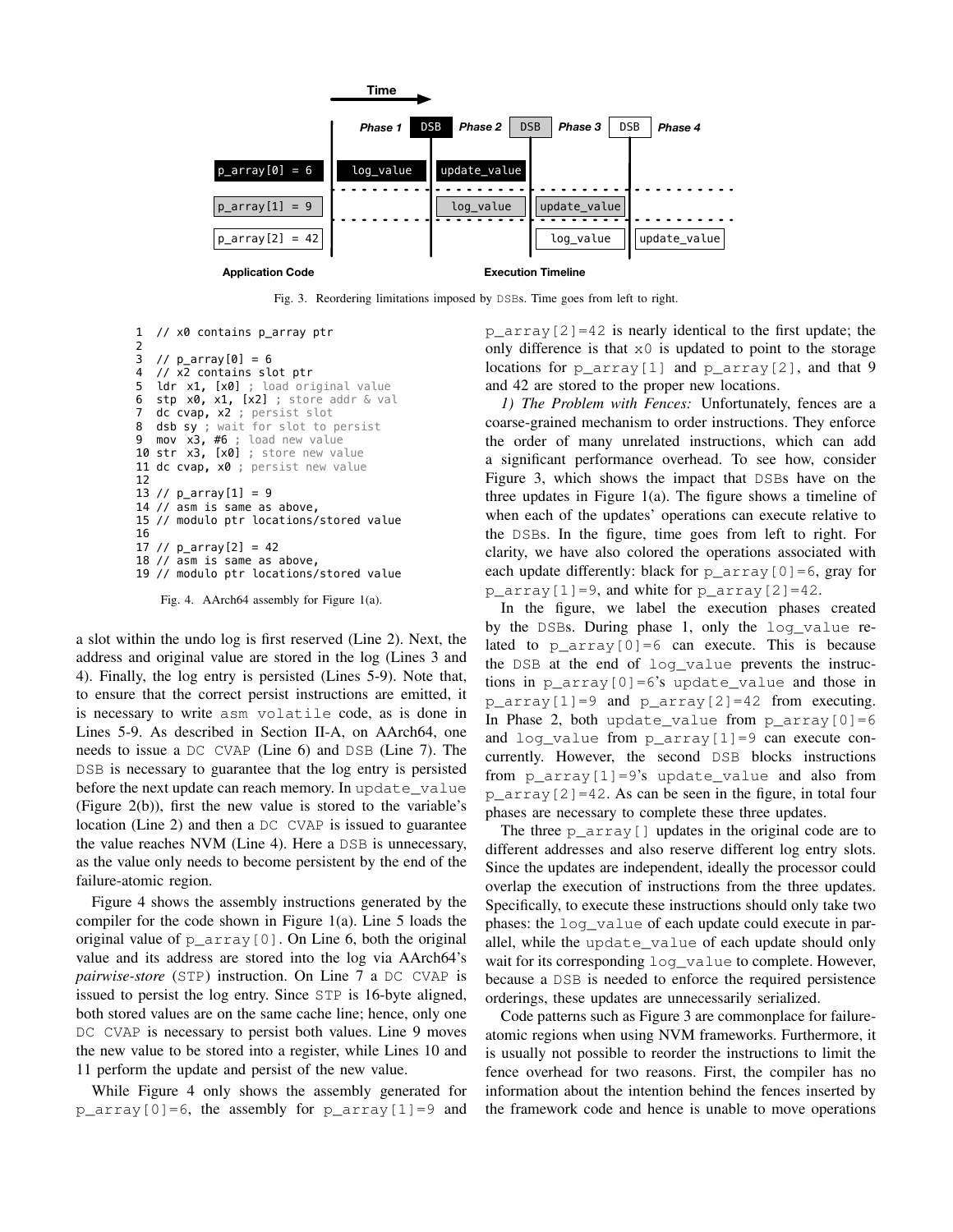Time

| Application Code | Phase 1 | DSB | Phase 2 | DSB | Phase 3 | DSB | Phase 4 |
|---|---|---|---|---|---|---|---|
| p_array[0] = 6 | log_value | | update_value | | | | |
| p_array[1] = 9 | | | log_value | | update_value | | |
| p_array[2] = 42 | | | | | log_value | | update_value |

Execution Timeline

Fig. 3. Reordering limitations imposed by DSBs. Time goes from left to right.

```
1  // x0 contains p_array ptr
2
3  // p_array[0] = 6
4  // x2 contains slot ptr
5  ldr x1, [x0] ; load original value
6  stp x0, x1, [x2] ; store addr & val
7  dc cvap, x2 ; persist slot
8  dsb sy ; wait for slot to persist
9  mov x3, #6 ; load new value
10 str x3, [x0] ; store new value
11 dc cvap, x0 ; persist new value
12
13 // p_array[1] = 9
14 // asm is same as above,
15 // modulo ptr locations/stored value
16
17 // p_array[2] = 42
18 // asm is same as above,
19 // modulo ptr locations/stored value
```

Fig. 4. AArch64 assembly for Figure 1(a).

a slot within the undo log is first reserved (Line 2). Next, the address and original value are stored in the log (Lines 3 and 4). Finally, the log entry is persisted (Lines 5-9). Note that, to ensure that the correct persist instructions are emitted, it is necessary to write `asm volatile` code, as is done in Lines 5-9. As described in Section II-A, on AArch64, one needs to issue a DC CVAP (Line 6) and DSB (Line 7). The DSB is necessary to guarantee that the log entry is persisted before the next update can reach memory. In update_value (Figure 2(b)), first the new value is stored to the variable's location (Line 2) and then a DC CVAP is issued to guarantee the value reaches NVM (Line 4). Here a DSB is unnecessary, as the value only needs to become persistent by the end of the failure-atomic region.

Figure 4 shows the assembly instructions generated by the compiler for the code shown in Figure 1(a). Line 5 loads the original value of p_array[0]. On Line 6, both the original value and its address are stored into the log via AArch64's *pairwise-store* (STP) instruction. On Line 7 a DC CVAP is issued to persist the log entry. Since STP is 16-byte aligned, both stored values are on the same cache line; hence, only one DC CVAP is necessary to persist both values. Line 9 moves the new value to be stored into a register, while Lines 10 and 11 perform the update and persist of the new value.

While Figure 4 only shows the assembly generated for p_array[0]=6, the assembly for p_array[1]=9 and p_array[2]=42 is nearly identical to the first update; the only difference is that x0 is updated to point to the storage locations for p_array[1] and p_array[2], and that 9 and 42 are stored to the proper new locations.

*1) The Problem with Fences:* Unfortunately, fences are a coarse-grained mechanism to order instructions. They enforce the order of many unrelated instructions, which can add a significant performance overhead. To see how, consider Figure 3, which shows the impact that DSBs have on the three updates in Figure 1(a). The figure shows a timeline of when each of the updates' operations can execute relative to the DSBs. In the figure, time goes from left to right. For clarity, we have also colored the operations associated with each update differently: black for p_array[0]=6, gray for p_array[1]=9, and white for p_array[2]=42.

In the figure, we label the execution phases created by the DSBs. During phase 1, only the log_value related to p_array[0]=6 can execute. This is because the DSB at the end of log_value prevents the instructions in p_array[0]=6's update_value and those in p_array[1]=9 and p_array[2]=42 from executing. In Phase 2, both update_value from p_array[0]=6 and log_value from p_array[1]=9 can execute concurrently. However, the second DSB blocks instructions from p_array[1]=9's update_value and also from p_array[2]=42. As can be seen in the figure, in total four phases are necessary to complete these three updates.

The three p_array[] updates in the original code are to different addresses and also reserve different log entry slots. Since the updates are independent, ideally the processor could overlap the execution of instructions from the three updates. Specifically, to execute these instructions should only take two phases: the log_value of each update could execute in parallel, while the update_value of each update should only wait for its corresponding log_value to complete. However, because a DSB is needed to enforce the required persistence orderings, these updates are unnecessarily serialized.

Code patterns such as Figure 3 are commonplace for failure-atomic regions when using NVM frameworks. Furthermore, it is usually not possible to reorder the instructions to limit the fence overhead for two reasons. First, the compiler has no information about the intention behind the fences inserted by the framework code and hence is unable to move operations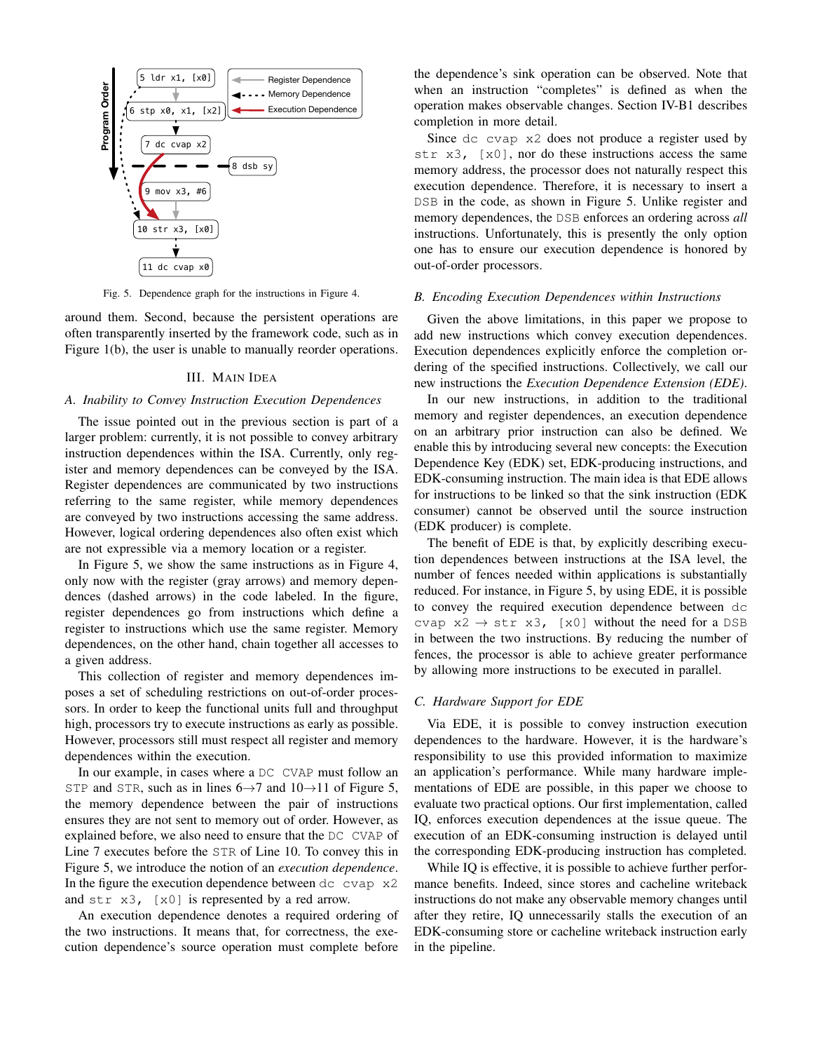Fig. 5. Dependence graph for the instructions in Figure 4.

around them. Second, because the persistent operations are often transparently inserted by the framework code, such as in Figure 1(b), the user is unable to manually reorder operations.

## III. Main Idea

### A. Inability to Convey Instruction Execution Dependences

The issue pointed out in the previous section is part of a larger problem: currently, it is not possible to convey arbitrary instruction dependences within the ISA. Currently, only register and memory dependences can be conveyed by the ISA. Register dependences are communicated by two instructions referring to the same register, while memory dependences are conveyed by two instructions accessing the same address. However, logical ordering dependences also often exist which are not expressible via a memory location or a register.

In Figure 5, we show the same instructions as in Figure 4, only now with the register (gray arrows) and memory dependences (dashed arrows) in the code labeled. In the figure, register dependences go from instructions which define a register to instructions which use the same register. Memory dependences, on the other hand, chain together all accesses to a given address.

This collection of register and memory dependences imposes a set of scheduling restrictions on out-of-order processors. In order to keep the functional units full and throughput high, processors try to execute instructions as early as possible. However, processors still must respect all register and memory dependences within the execution.

In our example, in cases where a `DC CVAP` must follow an `STP` and `STR`, such as in lines 6→7 and 10→11 of Figure 5, the memory dependence between the pair of instructions ensures they are not sent to memory out of order. However, as explained before, we also need to ensure that the `DC CVAP` of Line 7 executes before the `STR` of Line 10. To convey this in Figure 5, we introduce the notion of an *execution dependence*. In the figure the execution dependence between `dc cvap x2` and `str x3, [x0]` is represented by a red arrow.

An execution dependence denotes a required ordering of the two instructions. It means that, for correctness, the execution dependence's source operation must complete before the dependence's sink operation can be observed. Note that when an instruction "completes" is defined as when the operation makes observable changes. Section IV-B1 describes completion in more detail.

Since `dc cvap x2` does not produce a register used by `str x3, [x0]`, nor do these instructions access the same memory address, the processor does not naturally respect this execution dependence. Therefore, it is necessary to insert a `DSB` in the code, as shown in Figure 5. Unlike register and memory dependences, the `DSB` enforces an ordering across *all* instructions. Unfortunately, this is presently the only option one has to ensure our execution dependence is honored by out-of-order processors.

### B. Encoding Execution Dependences within Instructions

Given the above limitations, in this paper we propose to add new instructions which convey execution dependences. Execution dependences explicitly enforce the completion ordering of the specified instructions. Collectively, we call our new instructions the *Execution Dependence Extension (EDE)*.

In our new instructions, in addition to the traditional memory and register dependences, an execution dependence on an arbitrary prior instruction can also be defined. We enable this by introducing several new concepts: the Execution Dependence Key (EDK) set, EDK-producing instructions, and EDK-consuming instruction. The main idea is that EDE allows for instructions to be linked so that the sink instruction (EDK consumer) cannot be observed until the source instruction (EDK producer) is complete.

The benefit of EDE is that, by explicitly describing execution dependences between instructions at the ISA level, the number of fences needed within applications is substantially reduced. For instance, in Figure 5, by using EDE, it is possible to convey the required execution dependence between `dc cvap x2` → `str x3, [x0]` without the need for a `DSB` in between the two instructions. By reducing the number of fences, the processor is able to achieve greater performance by allowing more instructions to be executed in parallel.

### C. Hardware Support for EDE

Via EDE, it is possible to convey instruction execution dependences to the hardware. However, it is the hardware's responsibility to use this provided information to maximize an application's performance. While many hardware implementations of EDE are possible, in this paper we choose to evaluate two practical options. Our first implementation, called IQ, enforces execution dependences at the issue queue. The execution of an EDK-consuming instruction is delayed until the corresponding EDK-producing instruction has completed.

While IQ is effective, it is possible to achieve further performance benefits. Indeed, since stores and cacheline writeback instructions do not make any observable memory changes until after they retire, IQ unnecessarily stalls the execution of an EDK-consuming store or cacheline writeback instruction early in the pipeline.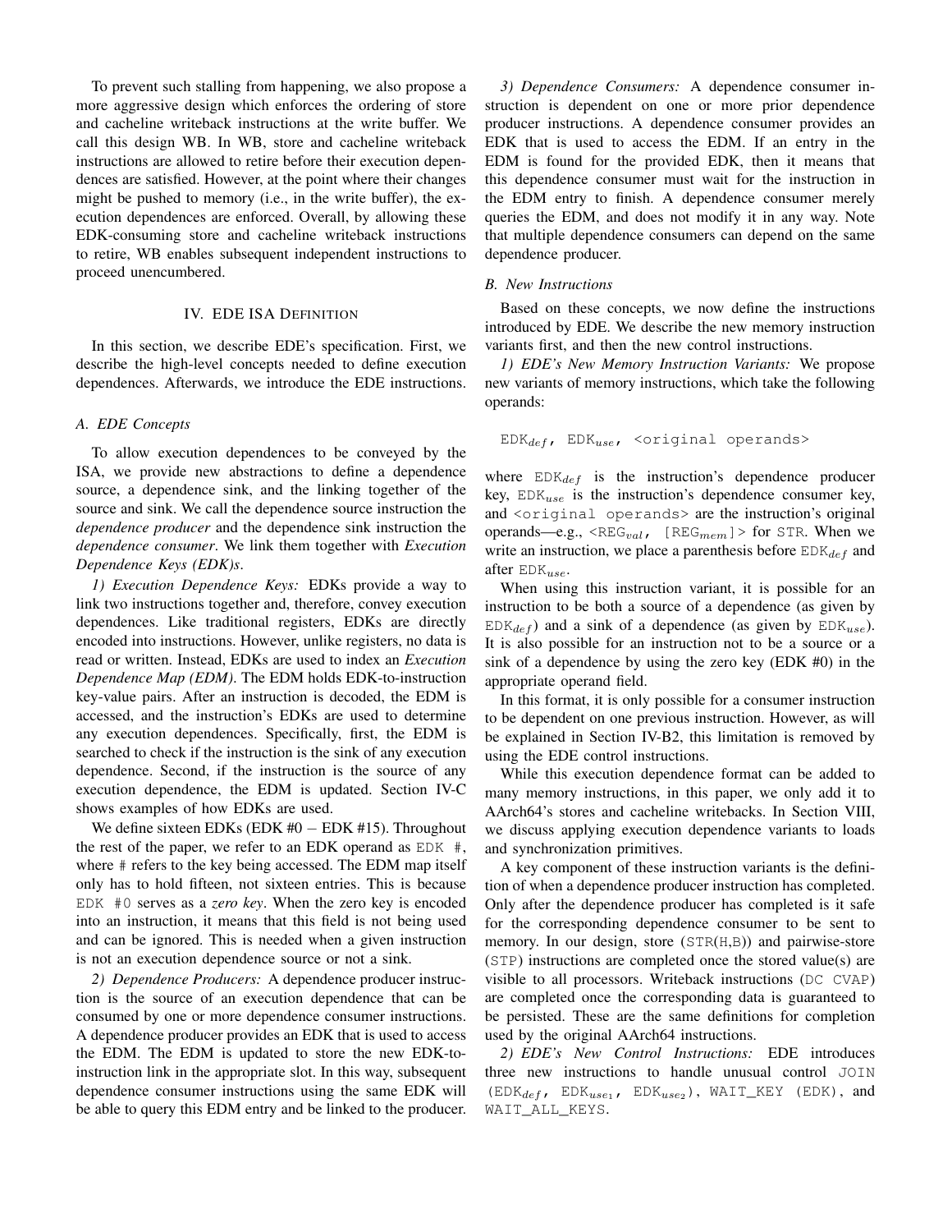To prevent such stalling from happening, we also propose a more aggressive design which enforces the ordering of store and cacheline writeback instructions at the write buffer. We call this design WB. In WB, store and cacheline writeback instructions are allowed to retire before their execution dependences are satisfied. However, at the point where their changes might be pushed to memory (i.e., in the write buffer), the execution dependences are enforced. Overall, by allowing these EDK-consuming store and cacheline writeback instructions to retire, WB enables subsequent independent instructions to proceed unencumbered.

## IV. EDE ISA Definition

In this section, we describe EDE's specification. First, we describe the high-level concepts needed to define execution dependences. Afterwards, we introduce the EDE instructions.

### A. EDE Concepts

To allow execution dependences to be conveyed by the ISA, we provide new abstractions to define a dependence source, a dependence sink, and the linking together of the source and sink. We call the dependence source instruction the *dependence producer* and the dependence sink instruction the *dependence consumer*. We link them together with *Execution Dependence Keys (EDK)s*.

*1) Execution Dependence Keys:* EDKs provide a way to link two instructions together and, therefore, convey execution dependences. Like traditional registers, EDKs are directly encoded into instructions. However, unlike registers, no data is read or written. Instead, EDKs are used to index an *Execution Dependence Map (EDM)*. The EDM holds EDK-to-instruction key-value pairs. After an instruction is decoded, the EDM is accessed, and the instruction's EDKs are used to determine any execution dependences. Specifically, first, the EDM is searched to check if the instruction is the sink of any execution dependence. Second, if the instruction is the source of any execution dependence, the EDM is updated. Section IV-C shows examples of how EDKs are used.

We define sixteen EDKs (EDK #0 − EDK #15). Throughout the rest of the paper, we refer to an EDK operand as `EDK #`, where `#` refers to the key being accessed. The EDM map itself only has to hold fifteen, not sixteen entries. This is because `EDK #0` serves as a *zero key*. When the zero key is encoded into an instruction, it means that this field is not being used and can be ignored. This is needed when a given instruction is not an execution dependence source or not a sink.

*2) Dependence Producers:* A dependence producer instruction is the source of an execution dependence that can be consumed by one or more dependence consumer instructions. A dependence producer provides an EDK that is used to access the EDM. The EDM is updated to store the new EDK-to-instruction link in the appropriate slot. In this way, subsequent dependence consumer instructions using the same EDK will be able to query this EDM entry and be linked to the producer.

*3) Dependence Consumers:* A dependence consumer instruction is dependent on one or more prior dependence producer instructions. A dependence consumer provides an EDK that is used to access the EDM. If an entry in the EDM is found for the provided EDK, then it means that this dependence consumer must wait for the instruction in the EDM entry to finish. A dependence consumer merely queries the EDM, and does not modify it in any way. Note that multiple dependence consumers can depend on the same dependence producer.

### B. New Instructions

Based on these concepts, we now define the instructions introduced by EDE. We describe the new memory instruction variants first, and then the new control instructions.

*1) EDE's New Memory Instruction Variants:* We propose new variants of memory instructions, which take the following operands:

$\texttt{EDK}_{def}$, $\texttt{EDK}_{use}$, `<original operands>`

where $\texttt{EDK}_{def}$ is the instruction's dependence producer key, $\texttt{EDK}_{use}$ is the instruction's dependence consumer key, and `<original operands>` are the instruction's original operands—e.g., <$\texttt{REG}_{val}$, [$\texttt{REG}_{mem}$]> for `STR`. When we write an instruction, we place a parenthesis before $\texttt{EDK}_{def}$ and after $\texttt{EDK}_{use}$.

When using this instruction variant, it is possible for an instruction to be both a source of a dependence (as given by $\texttt{EDK}_{def}$) and a sink of a dependence (as given by $\texttt{EDK}_{use}$). It is also possible for an instruction not to be a source or a sink of a dependence by using the zero key (EDK #0) in the appropriate operand field.

In this format, it is only possible for a consumer instruction to be dependent on one previous instruction. However, as will be explained in Section IV-B2, this limitation is removed by using the EDE control instructions.

While this execution dependence format can be added to many memory instructions, in this paper, we only add it to AArch64's stores and cacheline writebacks. In Section VIII, we discuss applying execution dependence variants to loads and synchronization primitives.

A key component of these instruction variants is the definition of when a dependence producer instruction has completed. Only after the dependence producer has completed is it safe for the corresponding dependence consumer to be sent to memory. In our design, store (`STR(H,B)`) and pairwise-store (`STP`) instructions are completed once the stored value(s) are visible to all processors. Writeback instructions (`DC CVAP`) are completed once the corresponding data is guaranteed to be persisted. These are the same definitions for completion used by the original AArch64 instructions.

*2) EDE's New Control Instructions:* EDE introduces three new instructions to handle unusual control `JOIN` ($\texttt{EDK}_{def}$, $\texttt{EDK}_{use_1}$, $\texttt{EDK}_{use_2}$), `WAIT_KEY (EDK)`, and `WAIT_ALL_KEYS`.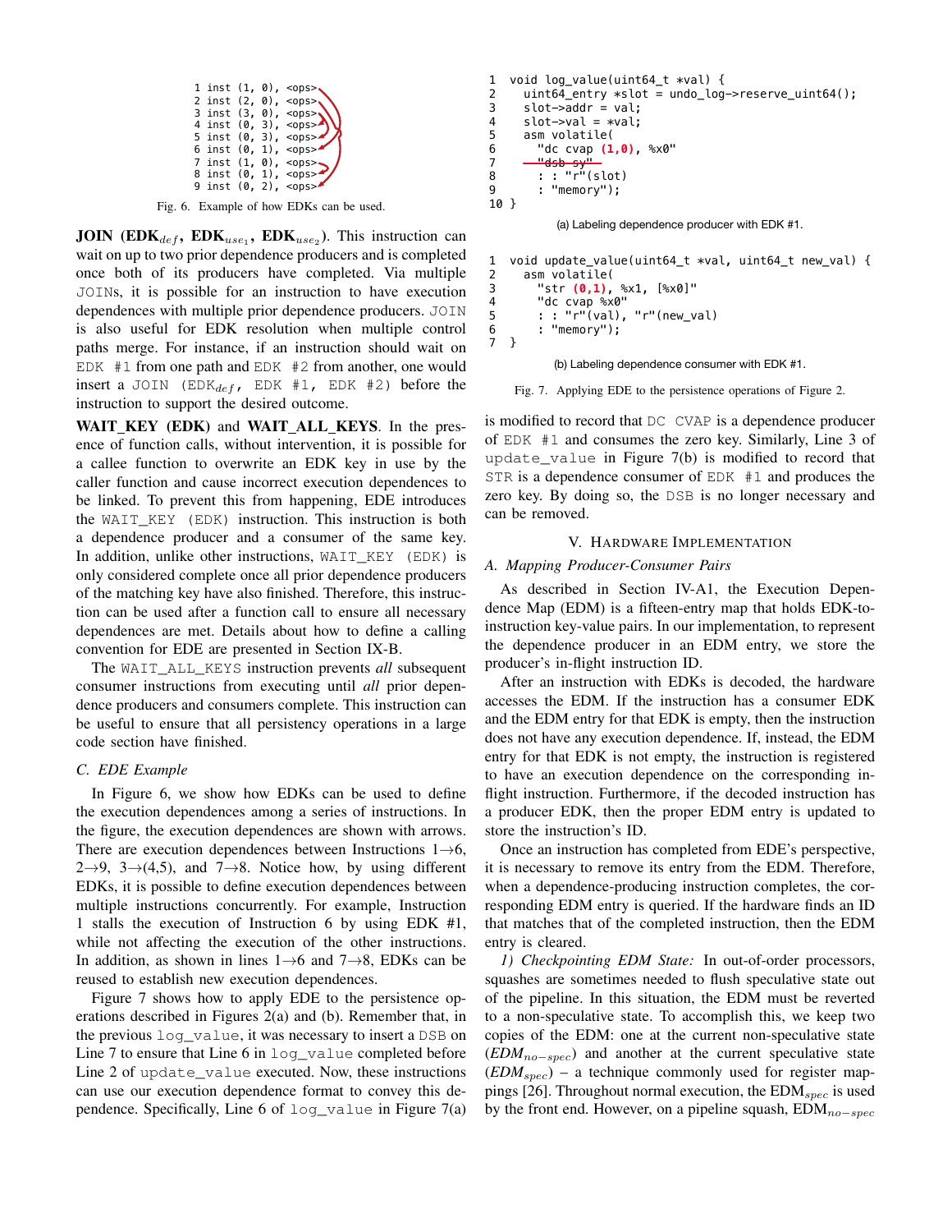```
1 inst (1, 0), <ops>
2 inst (2, 0), <ops>
3 inst (3, 0), <ops>
4 inst (0, 3), <ops>
5 inst (0, 3), <ops>
6 inst (0, 1), <ops>
7 inst (1, 0), <ops>
8 inst (0, 1), <ops>
9 inst (0, 2), <ops>
```

Fig. 6. Example of how EDKs can be used.

**JOIN (EDK$_{def}$, EDK$_{use_1}$, EDK$_{use_2}$)**. This instruction can wait on up to two prior dependence producers and is completed once both of its producers have completed. Via multiple `JOIN`s, it is possible for an instruction to have execution dependences with multiple prior dependence producers. `JOIN` is also useful for EDK resolution when multiple control paths merge. For instance, if an instruction should wait on `EDK #1` from one path and `EDK #2` from another, one would insert a `JOIN (EDK`$_{def}$`, EDK #1, EDK #2)` before the instruction to support the desired outcome.

**WAIT_KEY (EDK)** and **WAIT_ALL_KEYS**. In the presence of function calls, without intervention, it is possible for a callee function to overwrite an EDK key in use by the caller function and cause incorrect execution dependences to be linked. To prevent this from happening, EDE introduces the `WAIT_KEY (EDK)` instruction. This instruction is both a dependence producer and a consumer of the same key. In addition, unlike other instructions, `WAIT_KEY (EDK)` is only considered complete once all prior dependence producers of the matching key have also finished. Therefore, this instruction can be used after a function call to ensure all necessary dependences are met. Details about how to define a calling convention for EDE are presented in Section IX-B.

The `WAIT_ALL_KEYS` instruction prevents *all* subsequent consumer instructions from executing until *all* prior dependence producers and consumers complete. This instruction can be useful to ensure that all persistency operations in a large code section have finished.

### C. EDE Example

In Figure 6, we show how EDKs can be used to define the execution dependences among a series of instructions. In the figure, the execution dependences are shown with arrows. There are execution dependences between Instructions 1→6, 2→9, 3→(4,5), and 7→8. Notice how, by using different EDKs, it is possible to define execution dependences between multiple instructions concurrently. For example, Instruction 1 stalls the execution of Instruction 6 by using EDK #1, while not affecting the execution of the other instructions. In addition, as shown in lines 1→6 and 7→8, EDKs can be reused to establish new execution dependences.

Figure 7 shows how to apply EDE to the persistence operations described in Figures 2(a) and (b). Remember that, in the previous `log_value`, it was necessary to insert a `DSB` on Line 7 to ensure that Line 6 in `log_value` completed before Line 2 of `update_value` executed. Now, these instructions can use our execution dependence format to convey this dependence. Specifically, Line 6 of `log_value` in Figure 7(a) is modified to record that `DC CVAP` is a dependence producer of `EDK #1` and consumes the zero key. Similarly, Line 3 of `update_value` in Figure 7(b) is modified to record that `STR` is a dependence consumer of `EDK #1` and produces the zero key. By doing so, the `DSB` is no longer necessary and can be removed.

```
1  void log_value(uint64_t *val) {
2    uint64_entry *slot = undo_log->reserve_uint64();
3    slot->addr = val;
4    slot->val = *val;
5    asm volatile(
6      "dc cvap (1,0), %x0"
7      "dsb sy"
8      : : "r"(slot)
9      : "memory");
10 }
```

(a) Labeling dependence producer with EDK #1.

```
1  void update_value(uint64_t *val, uint64_t new_val) {
2    asm volatile(
3      "str (0,1), %x1, [%x0]"
4      "dc cvap %x0"
5      : : "r"(val), "r"(new_val)
6      : "memory");
7  }
```

(b) Labeling dependence consumer with EDK #1.

Fig. 7. Applying EDE to the persistence operations of Figure 2.

## V. Hardware Implementation

### A. Mapping Producer-Consumer Pairs

As described in Section IV-A1, the Execution Dependence Map (EDM) is a fifteen-entry map that holds EDK-to-instruction key-value pairs. In our implementation, to represent the dependence producer in an EDM entry, we store the producer's in-flight instruction ID.

After an instruction with EDKs is decoded, the hardware accesses the EDM. If the instruction has a consumer EDK and the EDM entry for that EDK is empty, then the instruction does not have any execution dependence. If, instead, the EDM entry for that EDK is not empty, the instruction is registered to have an execution dependence on the corresponding in-flight instruction. Furthermore, if the decoded instruction has a producer EDK, then the proper EDM entry is updated to store the instruction's ID.

Once an instruction has completed from EDE's perspective, it is necessary to remove its entry from the EDM. Therefore, when a dependence-producing instruction completes, the corresponding EDM entry is queried. If the hardware finds an ID that matches that of the completed instruction, then the EDM entry is cleared.

*1) Checkpointing EDM State:* In out-of-order processors, squashes are sometimes needed to flush speculative state out of the pipeline. In this situation, the EDM must be reverted to a non-speculative state. To accomplish this, we keep two copies of the EDM: one at the current non-speculative state ($EDM_{no-spec}$) and another at the current speculative state ($EDM_{spec}$) – a technique commonly used for register mappings [26]. Throughout normal execution, the EDM$_{spec}$ is used by the front end. However, on a pipeline squash, EDM$_{no-spec}$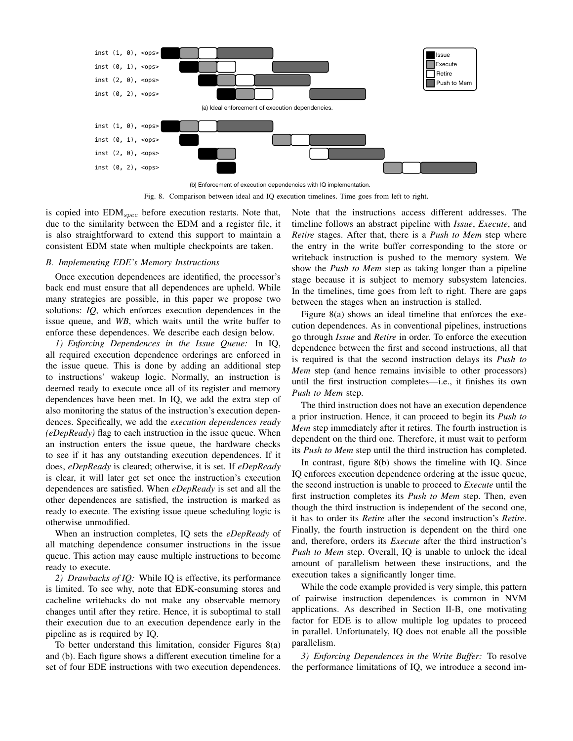Fig. 8. Comparison between ideal and IQ execution timelines. Time goes from left to right.

is copied into $EDM_{spec}$ before execution restarts. Note that, due to the similarity between the EDM and a register file, it is also straightforward to extend this support to maintain a consistent EDM state when multiple checkpoints are taken.

### B. Implementing EDE's Memory Instructions

Once execution dependences are identified, the processor's back end must ensure that all dependences are upheld. While many strategies are possible, in this paper we propose two solutions: *IQ*, which enforces execution dependences in the issue queue, and *WB*, which waits until the write buffer to enforce these dependences. We describe each design below.

*1) Enforcing Dependences in the Issue Queue:* In IQ, all required execution dependence orderings are enforced in the issue queue. This is done by adding an additional step to instructions' wakeup logic. Normally, an instruction is deemed ready to execute once all of its register and memory dependences have been met. In IQ, we add the extra step of also monitoring the status of the instruction's execution dependences. Specifically, we add the *execution dependences ready (eDepReady)* flag to each instruction in the issue queue. When an instruction enters the issue queue, the hardware checks to see if it has any outstanding execution dependences. If it does, *eDepReady* is cleared; otherwise, it is set. If *eDepReady* is clear, it will later get set once the instruction's execution dependences are satisfied. When *eDepReady* is set and all the other dependences are satisfied, the instruction is marked as ready to execute. The existing issue queue scheduling logic is otherwise unmodified.

When an instruction completes, IQ sets the *eDepReady* of all matching dependence consumer instructions in the issue queue. This action may cause multiple instructions to become ready to execute.

*2) Drawbacks of IQ:* While IQ is effective, its performance is limited. To see why, note that EDK-consuming stores and cacheline writebacks do not make any observable memory changes until after they retire. Hence, it is suboptimal to stall their execution due to an execution dependence early in the pipeline as is required by IQ.

To better understand this limitation, consider Figures 8(a) and (b). Each figure shows a different execution timeline for a set of four EDE instructions with two execution dependences. Note that the instructions access different addresses. The timeline follows an abstract pipeline with *Issue*, *Execute*, and *Retire* stages. After that, there is a *Push to Mem* step where the entry in the write buffer corresponding to the store or writeback instruction is pushed to the memory system. We show the *Push to Mem* step as taking longer than a pipeline stage because it is subject to memory subsystem latencies. In the timelines, time goes from left to right. There are gaps between the stages when an instruction is stalled.

Figure 8(a) shows an ideal timeline that enforces the execution dependences. As in conventional pipelines, instructions go through *Issue* and *Retire* in order. To enforce the execution dependence between the first and second instructions, all that is required is that the second instruction delays its *Push to Mem* step (and hence remains invisible to other processors) until the first instruction completes—i.e., it finishes its own *Push to Mem* step.

The third instruction does not have an execution dependence a prior instruction. Hence, it can proceed to begin its *Push to Mem* step immediately after it retires. The fourth instruction is dependent on the third one. Therefore, it must wait to perform its *Push to Mem* step until the third instruction has completed.

In contrast, figure 8(b) shows the timeline with IQ. Since IQ enforces execution dependence ordering at the issue queue, the second instruction is unable to proceed to *Execute* until the first instruction completes its *Push to Mem* step. Then, even though the third instruction is independent of the second one, it has to order its *Retire* after the second instruction's *Retire*. Finally, the fourth instruction is dependent on the third one and, therefore, orders its *Execute* after the third instruction's *Push to Mem* step. Overall, IQ is unable to unlock the ideal amount of parallelism between these instructions, and the execution takes a significantly longer time.

While the code example provided is very simple, this pattern of pairwise instruction dependences is common in NVM applications. As described in Section II-B, one motivating factor for EDE is to allow multiple log updates to proceed in parallel. Unfortunately, IQ does not enable all the possible parallelism.

*3) Enforcing Dependences in the Write Buffer:* To resolve the performance limitations of IQ, we introduce a second im-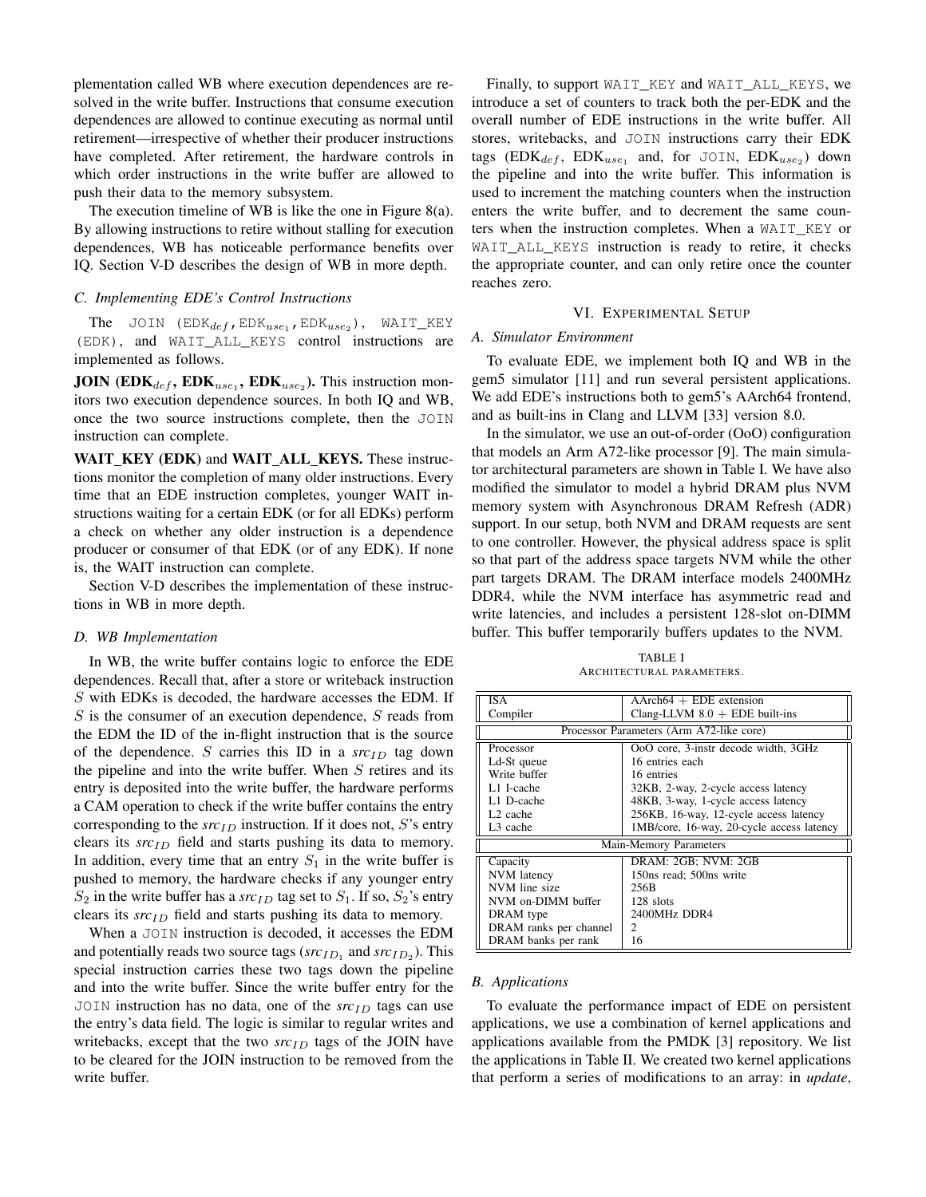plementation called WB where execution dependences are resolved in the write buffer. Instructions that consume execution dependences are allowed to continue executing as normal until retirement—irrespective of whether their producer instructions have completed. After retirement, the hardware controls in which order instructions in the write buffer are allowed to push their data to the memory subsystem.

The execution timeline of WB is like the one in Figure 8(a). By allowing instructions to retire without stalling for execution dependences, WB has noticeable performance benefits over IQ. Section V-D describes the design of WB in more depth.

### *C. Implementing EDE's Control Instructions*

The `JOIN` ($\text{EDK}_{def}$, $\text{EDK}_{use_1}$, $\text{EDK}_{use_2}$), `WAIT_KEY` (EDK), and `WAIT_ALL_KEYS` control instructions are implemented as follows.

**JOIN ($\text{EDK}_{def}$, $\text{EDK}_{use_1}$, $\text{EDK}_{use_2}$).** This instruction monitors two execution dependence sources. In both IQ and WB, once the two source instructions complete, then the `JOIN` instruction can complete.

**WAIT_KEY (EDK)** and **WAIT_ALL_KEYS.** These instructions monitor the completion of many older instructions. Every time that an EDE instruction completes, younger WAIT instructions waiting for a certain EDK (or for all EDKs) perform a check on whether any older instruction is a dependence producer or consumer of that EDK (or of any EDK). If none is, the WAIT instruction can complete.

Section V-D describes the implementation of these instructions in WB in more depth.

### *D. WB Implementation*

In WB, the write buffer contains logic to enforce the EDE dependences. Recall that, after a store or writeback instruction $S$ with EDKs is decoded, the hardware accesses the EDM. If $S$ is the consumer of an execution dependence, $S$ reads from the EDM the ID of the in-flight instruction that is the source of the dependence. $S$ carries this ID in a $src_{ID}$ tag down the pipeline and into the write buffer. When $S$ retires and its entry is deposited into the write buffer, the hardware performs a CAM operation to check if the write buffer contains the entry corresponding to the $src_{ID}$ instruction. If it does not, $S$'s entry clears its $src_{ID}$ field and starts pushing its data to memory. In addition, every time that an entry $S_1$ in the write buffer is pushed to memory, the hardware checks if any younger entry $S_2$ in the write buffer has a $src_{ID}$ tag set to $S_1$. If so, $S_2$'s entry clears its $src_{ID}$ field and starts pushing its data to memory.

When a `JOIN` instruction is decoded, it accesses the EDM and potentially reads two source tags ($src_{ID_1}$ and $src_{ID_2}$). This special instruction carries these two tags down the pipeline and into the write buffer. Since the write buffer entry for the `JOIN` instruction has no data, one of the $src_{ID}$ tags can use the entry's data field. The logic is similar to regular writes and writebacks, except that the two $src_{ID}$ tags of the JOIN have to be cleared for the JOIN instruction to be removed from the write buffer.

Finally, to support `WAIT_KEY` and `WAIT_ALL_KEYS`, we introduce a set of counters to track both the per-EDK and the overall number of EDE instructions in the write buffer. All stores, writebacks, and `JOIN` instructions carry their EDK tags ($\text{EDK}_{def}$, $\text{EDK}_{use_1}$ and, for `JOIN`, $\text{EDK}_{use_2}$) down the pipeline and into the write buffer. This information is used to increment the matching counters when the instruction enters the write buffer, and to decrement the same counters when the instruction completes. When a `WAIT_KEY` or `WAIT_ALL_KEYS` instruction is ready to retire, it checks the appropriate counter, and can only retire once the counter reaches zero.

## VI. Experimental Setup

### *A. Simulator Environment*

To evaluate EDE, we implement both IQ and WB in the gem5 simulator [11] and run several persistent applications. We add EDE's instructions both to gem5's AArch64 frontend, and as built-ins in Clang and LLVM [33] version 8.0.

In the simulator, we use an out-of-order (OoO) configuration that models an Arm A72-like processor [9]. The main simulator architectural parameters are shown in Table I. We have also modified the simulator to model a hybrid DRAM plus NVM memory system with Asynchronous DRAM Refresh (ADR) support. In our setup, both NVM and DRAM requests are sent to one controller. However, the physical address space is split so that part of the address space targets NVM while the other part targets DRAM. The DRAM interface models 2400MHz DDR4, while the NVM interface has asymmetric read and write latencies, and includes a persistent 128-slot on-DIMM buffer. This buffer temporarily buffers updates to the NVM.

TABLE I
Architectural parameters.

| | |
|---|---|
| ISA | AArch64 + EDE extension |
| Compiler | Clang-LLVM 8.0 + EDE built-ins |
| **Processor Parameters (Arm A72-like core)** | |
| Processor | OoO core, 3-instr decode width, 3GHz |
| Ld-St queue | 16 entries each |
| Write buffer | 16 entries |
| L1 I-cache | 32KB, 2-way, 2-cycle access latency |
| L1 D-cache | 48KB, 3-way, 1-cycle access latency |
| L2 cache | 256KB, 16-way, 12-cycle access latency |
| L3 cache | 1MB/core, 16-way, 20-cycle access latency |
| **Main-Memory Parameters** | |
| Capacity | DRAM: 2GB; NVM: 2GB |
| NVM latency | 150ns read; 500ns write |
| NVM line size | 256B |
| NVM on-DIMM buffer | 128 slots |
| DRAM type | 2400MHz DDR4 |
| DRAM ranks per channel | 2 |
| DRAM banks per rank | 16 |

### *B. Applications*

To evaluate the performance impact of EDE on persistent applications, we use a combination of kernel applications and applications available from the PMDK [3] repository. We list the applications in Table II. We created two kernel applications that perform a series of modifications to an array: in *update*,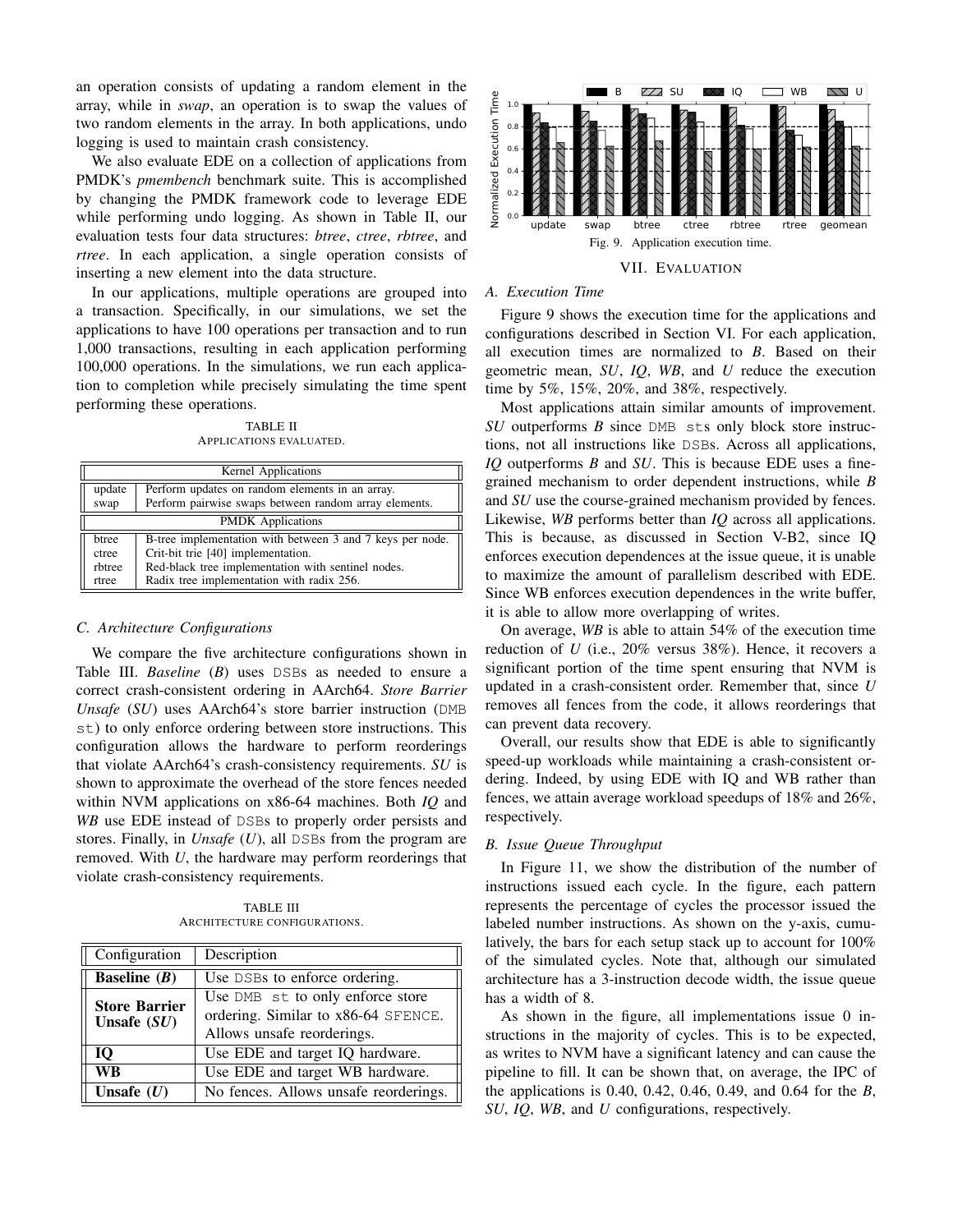an operation consists of updating a random element in the array, while in *swap*, an operation is to swap the values of two random elements in the array. In both applications, undo logging is used to maintain crash consistency.

We also evaluate EDE on a collection of applications from PMDK's *pmembench* benchmark suite. This is accomplished by changing the PMDK framework code to leverage EDE while performing undo logging. As shown in Table II, our evaluation tests four data structures: *btree*, *ctree*, *rbtree*, and *rtree*. In each application, a single operation consists of inserting a new element into the data structure.

In our applications, multiple operations are grouped into a transaction. Specifically, in our simulations, we set the applications to have 100 operations per transaction and to run 1,000 transactions, resulting in each application performing 100,000 operations. In the simulations, we run each application to completion while precisely simulating the time spent performing these operations.

TABLE II
APPLICATIONS EVALUATED.

| Kernel Applications | |
|---|---|
| update | Perform updates on random elements in an array. |
| swap | Perform pairwise swaps between random array elements. |
| **PMDK Applications** | |
| btree | B-tree implementation with between 3 and 7 keys per node. |
| ctree | Crit-bit trie [40] implementation. |
| rbtree | Red-black tree implementation with sentinel nodes. |
| rtree | Radix tree implementation with radix 256. |

### C. Architecture Configurations

We compare the five architecture configurations shown in Table III. *Baseline* (*B*) uses DSBs as needed to ensure a correct crash-consistent ordering in AArch64. *Store Barrier Unsafe* (*SU*) uses AArch64's store barrier instruction (DMB st) to only enforce ordering between store instructions. This configuration allows the hardware to perform reorderings that violate AArch64's crash-consistency requirements. *SU* is shown to approximate the overhead of the store fences needed within NVM applications on x86-64 machines. Both *IQ* and *WB* use EDE instead of DSBs to properly order persists and stores. Finally, in *Unsafe* (*U*), all DSBs from the program are removed. With *U*, the hardware may perform reorderings that violate crash-consistency requirements.

TABLE III
ARCHITECTURE CONFIGURATIONS.

| Configuration | Description |
|---|---|
| **Baseline (*B*)** | Use DSBs to enforce ordering. |
| **Store Barrier Unsafe (*SU*)** | Use DMB st to only enforce store ordering. Similar to x86-64 SFENCE. Allows unsafe reorderings. |
| **IQ** | Use EDE and target IQ hardware. |
| **WB** | Use EDE and target WB hardware. |
| **Unsafe (*U*)** | No fences. Allows unsafe reorderings. |

Fig. 9. Application execution time.

## VII. EVALUATION

### A. Execution Time

Figure 9 shows the execution time for the applications and configurations described in Section VI. For each application, all execution times are normalized to *B*. Based on their geometric mean, *SU*, *IQ*, *WB*, and *U* reduce the execution time by 5%, 15%, 20%, and 38%, respectively.

Most applications attain similar amounts of improvement. *SU* outperforms *B* since DMB sts only block store instructions, not all instructions like DSBs. Across all applications, *IQ* outperforms *B* and *SU*. This is because EDE uses a fine-grained mechanism to order dependent instructions, while *B* and *SU* use the course-grained mechanism provided by fences. Likewise, *WB* performs better than *IQ* across all applications. This is because, as discussed in Section V-B2, since IQ enforces execution dependences at the issue queue, it is unable to maximize the amount of parallelism described with EDE. Since WB enforces execution dependences in the write buffer, it is able to allow more overlapping of writes.

On average, *WB* is able to attain 54% of the execution time reduction of *U* (i.e., 20% versus 38%). Hence, it recovers a significant portion of the time spent ensuring that NVM is updated in a crash-consistent order. Remember that, since *U* removes all fences from the code, it allows reorderings that can prevent data recovery.

Overall, our results show that EDE is able to significantly speed-up workloads while maintaining a crash-consistent ordering. Indeed, by using EDE with IQ and WB rather than fences, we attain average workload speedups of 18% and 26%, respectively.

### B. Issue Queue Throughput

In Figure 11, we show the distribution of the number of instructions issued each cycle. In the figure, each pattern represents the percentage of cycles the processor issued the labeled number instructions. As shown on the y-axis, cumulatively, the bars for each setup stack up to account for 100% of the simulated cycles. Note that, although our simulated architecture has a 3-instruction decode width, the issue queue has a width of 8.

As shown in the figure, all implementations issue 0 instructions in the majority of cycles. This is to be expected, as writes to NVM have a significant latency and can cause the pipeline to fill. It can be shown that, on average, the IPC of the applications is 0.40, 0.42, 0.46, 0.49, and 0.64 for the *B*, *SU*, *IQ*, *WB*, and *U* configurations, respectively.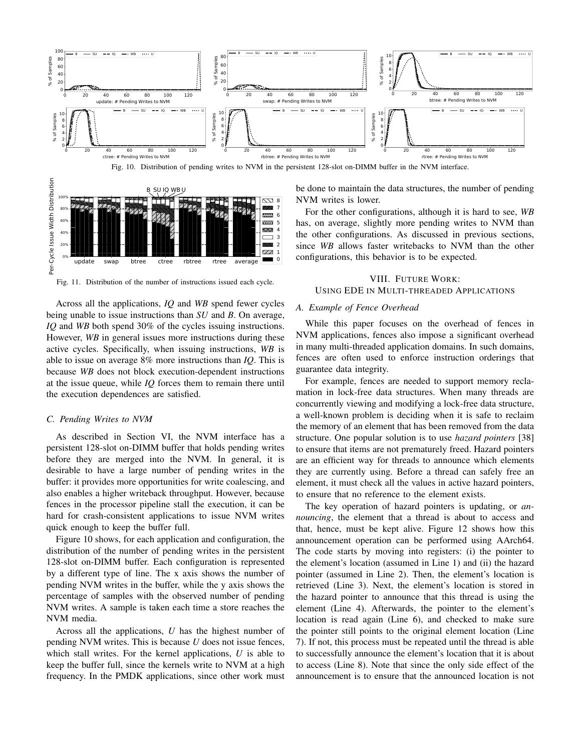Fig. 10. Distribution of pending writes to NVM in the persistent 128-slot on-DIMM buffer in the NVM interface.

Fig. 11. Distribution of the number of instructions issued each cycle.

Across all the applications, *IQ* and *WB* spend fewer cycles being unable to issue instructions than *SU* and *B*. On average, *IQ* and *WB* both spend 30% of the cycles issuing instructions. However, *WB* in general issues more instructions during these active cycles. Specifically, when issuing instructions, *WB* is able to issue on average 8% more instructions than *IQ*. This is because *WB* does not block execution-dependent instructions at the issue queue, while *IQ* forces them to remain there until the execution dependences are satisfied.

### C. Pending Writes to NVM

As described in Section VI, the NVM interface has a persistent 128-slot on-DIMM buffer that holds pending writes before they are merged into the NVM. In general, it is desirable to have a large number of pending writes in the buffer: it provides more opportunities for write coalescing, and also enables a higher writeback throughput. However, because fences in the processor pipeline stall the execution, it can be hard for crash-consistent applications to issue NVM writes quick enough to keep the buffer full.

Figure 10 shows, for each application and configuration, the distribution of the number of pending writes in the persistent 128-slot on-DIMM buffer. Each configuration is represented by a different type of line. The x axis shows the number of pending NVM writes in the buffer, while the y axis shows the percentage of samples with the observed number of pending NVM writes. A sample is taken each time a store reaches the NVM media.

Across all the applications, *U* has the highest number of pending NVM writes. This is because *U* does not issue fences, which stall writes. For the kernel applications, *U* is able to keep the buffer full, since the kernels write to NVM at a high frequency. In the PMDK applications, since other work must be done to maintain the data structures, the number of pending NVM writes is lower.

For the other configurations, although it is hard to see, *WB* has, on average, slightly more pending writes to NVM than the other configurations. As discussed in previous sections, since *WB* allows faster writebacks to NVM than the other configurations, this behavior is to be expected.

## VIII. Future Work: Using EDE in Multi-threaded Applications

### A. Example of Fence Overhead

While this paper focuses on the overhead of fences in NVM applications, fences also impose a significant overhead in many multi-threaded application domains. In such domains, fences are often used to enforce instruction orderings that guarantee data integrity.

For example, fences are needed to support memory reclamation in lock-free data structures. When many threads are concurrently viewing and modifying a lock-free data structure, a well-known problem is deciding when it is safe to reclaim the memory of an element that has been removed from the data structure. One popular solution is to use *hazard pointers* [38] to ensure that items are not prematurely freed. Hazard pointers are an efficient way for threads to announce which elements they are currently using. Before a thread can safely free an element, it must check all the values in active hazard pointers, to ensure that no reference to the element exists.

The key operation of hazard pointers is updating, or *announcing*, the element that a thread is about to access and that, hence, must be kept alive. Figure 12 shows how this announcement operation can be performed using AArch64. The code starts by moving into registers: (i) the pointer to the element's location (assumed in Line 1) and (ii) the hazard pointer (assumed in Line 2). Then, the element's location is retrieved (Line 3). Next, the element's location is stored in the hazard pointer to announce that this thread is using the element (Line 4). Afterwards, the pointer to the element's location is read again (Line 6), and checked to make sure the pointer still points to the original element location (Line 7). If not, this process must be repeated until the thread is able to successfully announce the element's location that it is about to access (Line 8). Note that since the only side effect of the announcement is to ensure that the announced location is not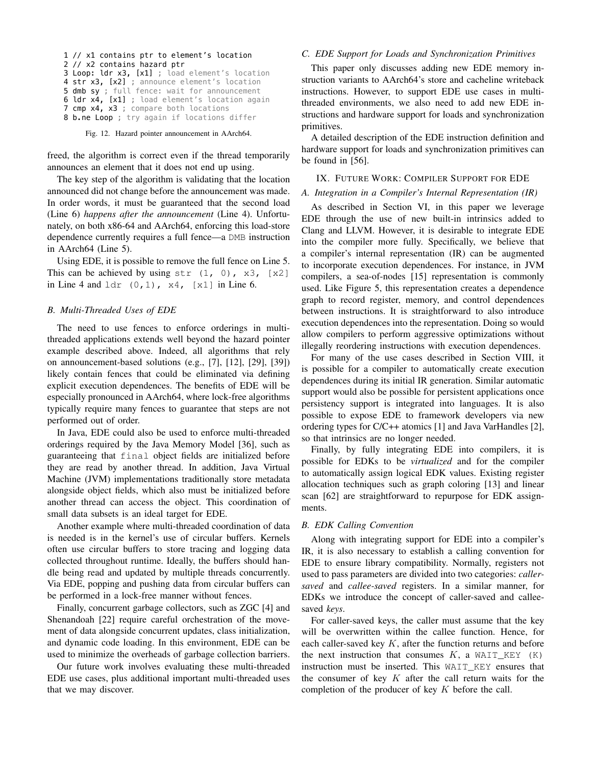```
1 // x1 contains ptr to element's location
2 // x2 contains hazard ptr
3 Loop: ldr x3, [x1] ; load element's location
4 str x3, [x2] ; announce element's location
5 dmb sy ; full fence: wait for announcement
6 ldr x4, [x1] ; load element's location again
7 cmp x4, x3 ; compare both locations
8 b.ne Loop ; try again if locations differ
```

Fig. 12. Hazard pointer announcement in AArch64.

freed, the algorithm is correct even if the thread temporarily announces an element that it does not end up using.

The key step of the algorithm is validating that the location announced did not change before the announcement was made. In order words, it must be guaranteed that the second load (Line 6) *happens after the announcement* (Line 4). Unfortunately, on both x86-64 and AArch64, enforcing this load-store dependence currently requires a full fence—a `DMB` instruction in AArch64 (Line 5).

Using EDE, it is possible to remove the full fence on Line 5. This can be achieved by using `str (1, 0), x3, [x2]` in Line 4 and `ldr (0,1), x4, [x1]` in Line 6.

### B. Multi-Threaded Uses of EDE

The need to use fences to enforce orderings in multi-threaded applications extends well beyond the hazard pointer example described above. Indeed, all algorithms that rely on announcement-based solutions (e.g., [7], [12], [29], [39]) likely contain fences that could be eliminated via defining explicit execution dependences. The benefits of EDE will be especially pronounced in AArch64, where lock-free algorithms typically require many fences to guarantee that steps are not performed out of order.

In Java, EDE could also be used to enforce multi-threaded orderings required by the Java Memory Model [36], such as guaranteeing that `final` object fields are initialized before they are read by another thread. In addition, Java Virtual Machine (JVM) implementations traditionally store metadata alongside object fields, which also must be initialized before another thread can access the object. This coordination of small data subsets is an ideal target for EDE.

Another example where multi-threaded coordination of data is needed is in the kernel's use of circular buffers. Kernels often use circular buffers to store tracing and logging data collected throughout runtime. Ideally, the buffers should handle being read and updated by multiple threads concurrently. Via EDE, popping and pushing data from circular buffers can be performed in a lock-free manner without fences.

Finally, concurrent garbage collectors, such as ZGC [4] and Shenandoah [22] require careful orchestration of the movement of data alongside concurrent updates, class initialization, and dynamic code loading. In this environment, EDE can be used to minimize the overheads of garbage collection barriers.

Our future work involves evaluating these multi-threaded EDE use cases, plus additional important multi-threaded uses that we may discover.

### C. EDE Support for Loads and Synchronization Primitives

This paper only discusses adding new EDE memory instruction variants to AArch64's store and cacheline writeback instructions. However, to support EDE use cases in multi-threaded environments, we also need to add new EDE instructions and hardware support for loads and synchronization primitives.

A detailed description of the EDE instruction definition and hardware support for loads and synchronization primitives can be found in [56].

## IX. Future Work: Compiler Support for EDE

### A. Integration in a Compiler's Internal Representation (IR)

As described in Section VI, in this paper we leverage EDE through the use of new built-in intrinsics added to Clang and LLVM. However, it is desirable to integrate EDE into the compiler more fully. Specifically, we believe that a compiler's internal representation (IR) can be augmented to incorporate execution dependences. For instance, in JVM compilers, a sea-of-nodes [15] representation is commonly used. Like Figure 5, this representation creates a dependence graph to record register, memory, and control dependences between instructions. It is straightforward to also introduce execution dependences into the representation. Doing so would allow compilers to perform aggressive optimizations without illegally reordering instructions with execution dependences.

For many of the use cases described in Section VIII, it is possible for a compiler to automatically create execution dependences during its initial IR generation. Similar automatic support would also be possible for persistent applications once persistency support is integrated into languages. It is also possible to expose EDE to framework developers via new ordering types for C/C++ atomics [1] and Java VarHandles [2], so that intrinsics are no longer needed.

Finally, by fully integrating EDE into compilers, it is possible for EDKs to be *virtualized* and for the compiler to automatically assign logical EDK values. Existing register allocation techniques such as graph coloring [13] and linear scan [62] are straightforward to repurpose for EDK assignments.

### B. EDK Calling Convention

Along with integrating support for EDE into a compiler's IR, it is also necessary to establish a calling convention for EDE to ensure library compatibility. Normally, registers not used to pass parameters are divided into two categories: *caller-saved* and *callee-saved* registers. In a similar manner, for EDKs we introduce the concept of caller-saved and callee-saved *keys*.

For caller-saved keys, the caller must assume that the key will be overwritten within the callee function. Hence, for each caller-saved key $K$, after the function returns and before the next instruction that consumes $K$, a `WAIT_KEY (K)` instruction must be inserted. This `WAIT_KEY` ensures that the consumer of key $K$ after the call return waits for the completion of the producer of key $K$ before the call.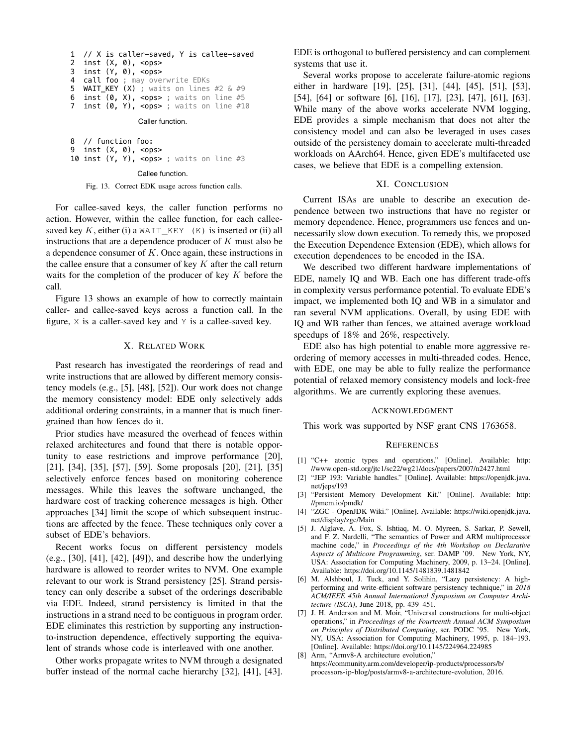```
1  // X is caller-saved, Y is callee-saved
2  inst (X, 0), <ops>
3  inst (Y, 0), <ops>
4  call foo ; may overwrite EDKs
5  WAIT_KEY (X) ; waits on lines #2 & #9
6  inst (0, X), <ops> ; waits on line #5
7  inst (0, Y), <ops> ; waits on line #10
```

Caller function.

```
8  // function foo:
9  inst (X, 0), <ops>
10 inst (Y, Y), <ops> ; waits on line #3
```

Callee function.

Fig. 13. Correct EDK usage across function calls.

For callee-saved keys, the caller function performs no action. However, within the callee function, for each callee-saved key $K$, either (i) a WAIT_KEY (K) is inserted or (ii) all instructions that are a dependence producer of $K$ must also be a dependence consumer of $K$. Once again, these instructions in the callee ensure that a consumer of key $K$ after the call return waits for the completion of the producer of key $K$ before the call.

Figure 13 shows an example of how to correctly maintain caller- and callee-saved keys across a function call. In the figure, X is a caller-saved key and Y is a callee-saved key.

## X. Related Work

Past research has investigated the reorderings of read and write instructions that are allowed by different memory consistency models (e.g., [5], [48], [52]). Our work does not change the memory consistency model: EDE only selectively adds additional ordering constraints, in a manner that is much finer-grained than how fences do it.

Prior studies have measured the overhead of fences within relaxed architectures and found that there is notable opportunity to ease restrictions and improve performance [20], [21], [34], [35], [57], [59]. Some proposals [20], [21], [35] selectively enforce fences based on monitoring coherence messages. While this leaves the software unchanged, the hardware cost of tracking coherence messages is high. Other approaches [34] limit the scope of which subsequent instructions are affected by the fence. These techniques only cover a subset of EDE's behaviors.

Recent works focus on different persistency models (e.g., [30], [41], [42], [49]), and describe how the underlying hardware is allowed to reorder writes to NVM. One example relevant to our work is Strand persistency [25]. Strand persistency can only describe a subset of the orderings describable via EDE. Indeed, strand persistency is limited in that the instructions in a strand need to be contiguous in program order. EDE eliminates this restriction by supporting any instruction-to-instruction dependence, effectively supporting the equivalent of strands whose code is interleaved with one another.

Other works propagate writes to NVM through a designated buffer instead of the normal cache hierarchy [32], [41], [43]. EDE is orthogonal to buffered persistency and can complement systems that use it.

Several works propose to accelerate failure-atomic regions either in hardware [19], [25], [31], [44], [45], [51], [53], [54], [64] or software [6], [16], [17], [23], [47], [61], [63]. While many of the above works accelerate NVM logging, EDE provides a simple mechanism that does not alter the consistency model and can also be leveraged in uses cases outside of the persistency domain to accelerate multi-threaded workloads on AArch64. Hence, given EDE's multifaceted use cases, we believe that EDE is a compelling extension.

## XI. Conclusion

Current ISAs are unable to describe an execution dependence between two instructions that have no register or memory dependence. Hence, programmers use fences and unnecessarily slow down execution. To remedy this, we proposed the Execution Dependence Extension (EDE), which allows for execution dependences to be encoded in the ISA.

We described two different hardware implementations of EDE, namely IQ and WB. Each one has different trade-offs in complexity versus performance potential. To evaluate EDE's impact, we implemented both IQ and WB in a simulator and ran several NVM applications. Overall, by using EDE with IQ and WB rather than fences, we attained average workload speedups of 18% and 26%, respectively.

EDE also has high potential to enable more aggressive reordering of memory accesses in multi-threaded codes. Hence, with EDE, one may be able to fully realize the performance potential of relaxed memory consistency models and lock-free algorithms. We are currently exploring these avenues.

## Acknowledgment

This work was supported by NSF grant CNS 1763658.

## References

[1] "C++ atomic types and operations." [Online]. Available: http://www.open-std.org/jtc1/sc22/wg21/docs/papers/2007/n2427.html

[2] "JEP 193: Variable handles." [Online]. Available: https://openjdk.java.net/jeps/193

[3] "Persistent Memory Development Kit." [Online]. Available: http://pmem.io/pmdk/

[4] "ZGC - OpenJDK Wiki." [Online]. Available: https://wiki.openjdk.java.net/display/zgc/Main

[5] J. Alglave, A. Fox, S. Ishtiaq, M. O. Myreen, S. Sarkar, P. Sewell, and F. Z. Nardelli, "The semantics of Power and ARM multiprocessor machine code," in *Proceedings of the 4th Workshop on Declarative Aspects of Multicore Programming*, ser. DAMP '09. New York, NY, USA: Association for Computing Machinery, 2009, p. 13–24. [Online]. Available: https://doi.org/10.1145/1481839.1481842

[6] M. Alshboul, J. Tuck, and Y. Solihin, "Lazy persistency: A high-performing and write-efficient software persistency technique," in *2018 ACM/IEEE 45th Annual International Symposium on Computer Architecture (ISCA)*, June 2018, pp. 439–451.

[7] J. H. Anderson and M. Moir, "Universal constructions for multi-object operations," in *Proceedings of the Fourteenth Annual ACM Symposium on Principles of Distributed Computing*, ser. PODC '95. New York, NY, USA: Association for Computing Machinery, 1995, p. 184–193. [Online]. Available: https://doi.org/10.1145/224964.224985

[8] Arm, "Armv8-A architecture evolution," https://community.arm.com/developer/ip-products/processors/b/processors-ip-blog/posts/armv8-a-architecture-evolution, 2016.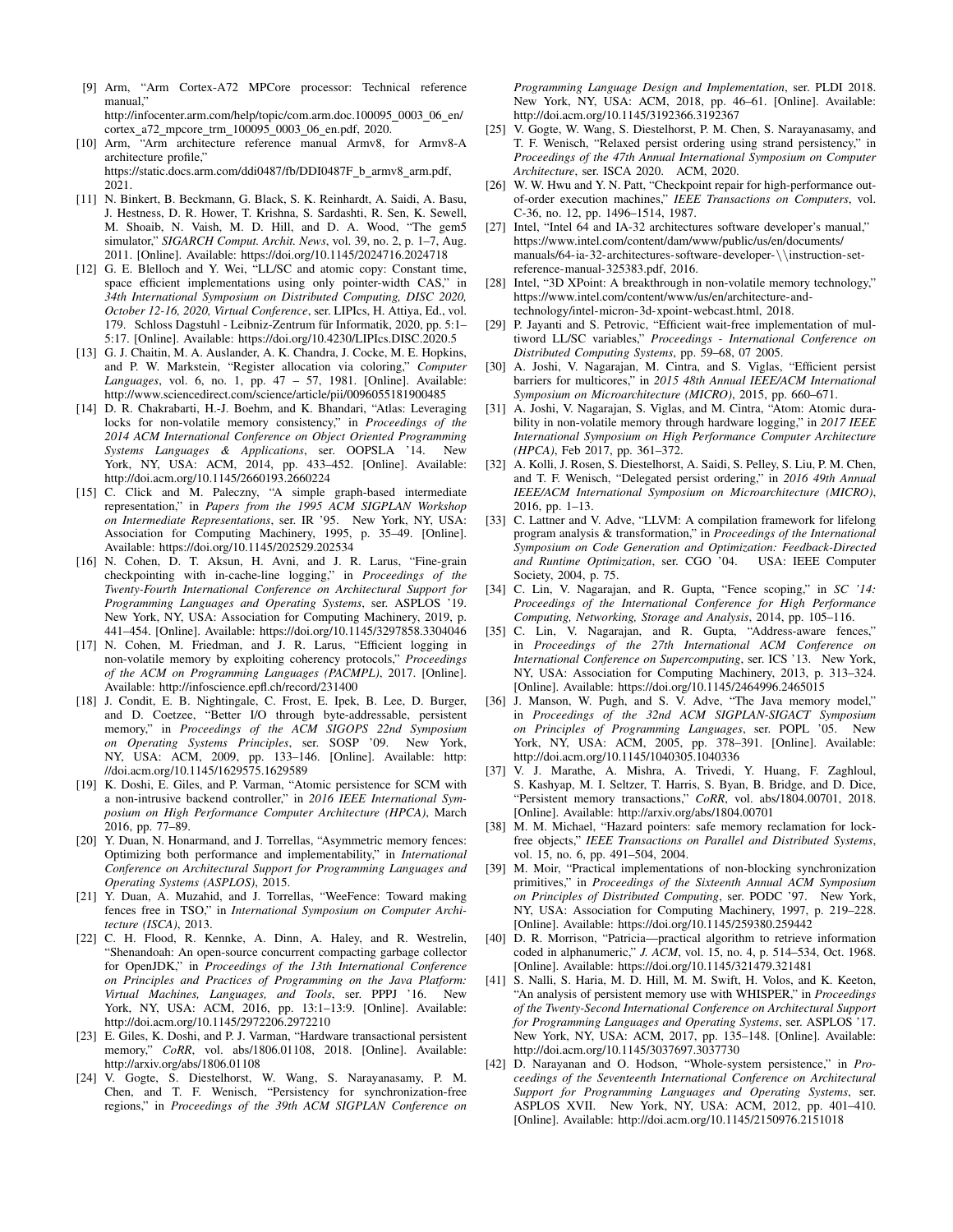[9] Arm, "Arm Cortex-A72 MPCore processor: Technical reference manual," http://infocenter.arm.com/help/topic/com.arm.doc.100095_0003_06_en/cortex_a72_mpcore_trm_100095_0003_06_en.pdf, 2020.

[10] Arm, "Arm architecture reference manual Armv8, for Armv8-A architecture profile," https://static.docs.arm.com/ddi0487/fb/DDI0487F_b_armv8_arm.pdf, 2021.

[11] N. Binkert, B. Beckmann, G. Black, S. K. Reinhardt, A. Saidi, A. Basu, J. Hestness, D. R. Hower, T. Krishna, S. Sardashti, R. Sen, K. Sewell, M. Shoaib, N. Vaish, M. D. Hill, and D. A. Wood, "The gem5 simulator," *SIGARCH Comput. Archit. News*, vol. 39, no. 2, p. 1–7, Aug. 2011. [Online]. Available: https://doi.org/10.1145/2024716.2024718

[12] G. E. Blelloch and Y. Wei, "LL/SC and atomic copy: Constant time, space efficient implementations using only pointer-width CAS," in *34th International Symposium on Distributed Computing, DISC 2020, October 12-16, 2020, Virtual Conference*, ser. LIPIcs, H. Attiya, Ed., vol. 179. Schloss Dagstuhl - Leibniz-Zentrum für Informatik, 2020, pp. 5:1–5:17. [Online]. Available: https://doi.org/10.4230/LIPIcs.DISC.2020.5

[13] G. J. Chaitin, M. A. Auslander, A. K. Chandra, J. Cocke, M. E. Hopkins, and P. W. Markstein, "Register allocation via coloring," *Computer Languages*, vol. 6, no. 1, pp. 47 – 57, 1981. [Online]. Available: http://www.sciencedirect.com/science/article/pii/0096055181900485

[14] D. R. Chakrabarti, H.-J. Boehm, and K. Bhandari, "Atlas: Leveraging locks for non-volatile memory consistency," in *Proceedings of the 2014 ACM International Conference on Object Oriented Programming Systems Languages & Applications*, ser. OOPSLA '14. New York, NY, USA: ACM, 2014, pp. 433–452. [Online]. Available: http://doi.acm.org/10.1145/2660193.2660224

[15] C. Click and M. Paleczny, "A simple graph-based intermediate representation," in *Papers from the 1995 ACM SIGPLAN Workshop on Intermediate Representations*, ser. IR '95. New York, NY, USA: Association for Computing Machinery, 1995, p. 35–49. [Online]. Available: https://doi.org/10.1145/202529.202534

[16] N. Cohen, D. T. Aksun, H. Avni, and J. R. Larus, "Fine-grain checkpointing with in-cache-line logging," in *Proceedings of the Twenty-Fourth International Conference on Architectural Support for Programming Languages and Operating Systems*, ser. ASPLOS '19. New York, NY, USA: Association for Computing Machinery, 2019, p. 441–454. [Online]. Available: https://doi.org/10.1145/3297858.3304046

[17] N. Cohen, M. Friedman, and J. R. Larus, "Efficient logging in non-volatile memory by exploiting coherency protocols," *Proceedings of the ACM on Programming Languages (PACMPL)*, 2017. [Online]. Available: http://infoscience.epfl.ch/record/231400

[18] J. Condit, E. B. Nightingale, C. Frost, E. Ipek, B. Lee, D. Burger, and D. Coetzee, "Better I/O through byte-addressable, persistent memory," in *Proceedings of the ACM SIGOPS 22nd Symposium on Operating Systems Principles*, ser. SOSP '09. New York, NY, USA: ACM, 2009, pp. 133–146. [Online]. Available: http://doi.acm.org/10.1145/1629575.1629589

[19] K. Doshi, E. Giles, and P. Varman, "Atomic persistence for SCM with a non-intrusive backend controller," in *2016 IEEE International Symposium on High Performance Computer Architecture (HPCA)*, March 2016, pp. 77–89.

[20] Y. Duan, N. Honarmand, and J. Torrellas, "Asymmetric memory fences: Optimizing both performance and implementability," in *International Conference on Architectural Support for Programming Languages and Operating Systems (ASPLOS)*, 2015.

[21] Y. Duan, A. Muzahid, and J. Torrellas, "WeeFence: Toward making fences free in TSO," in *International Symposium on Computer Architecture (ISCA)*, 2013.

[22] C. H. Flood, R. Kennke, A. Dinn, A. Haley, and R. Westrelin, "Shenandoah: An open-source concurrent compacting garbage collector for OpenJDK," in *Proceedings of the 13th International Conference on Principles and Practices of Programming on the Java Platform: Virtual Machines, Languages, and Tools*, ser. PPPJ '16. New York, NY, USA: ACM, 2016, pp. 13:1–13:9. [Online]. Available: http://doi.acm.org/10.1145/2972206.2972210

[23] E. Giles, K. Doshi, and P. J. Varman, "Hardware transactional persistent memory," *CoRR*, vol. abs/1806.01108, 2018. [Online]. Available: http://arxiv.org/abs/1806.01108

[24] V. Gogte, S. Diestelhorst, W. Wang, S. Narayanasamy, P. M. Chen, and T. F. Wenisch, "Persistency for synchronization-free regions," in *Proceedings of the 39th ACM SIGPLAN Conference on Programming Language Design and Implementation*, ser. PLDI 2018. New York, NY, USA: ACM, 2018, pp. 46–61. [Online]. Available: http://doi.acm.org/10.1145/3192366.3192367

[25] V. Gogte, W. Wang, S. Diestelhorst, P. M. Chen, S. Narayanasamy, and T. F. Wenisch, "Relaxed persist ordering using strand persistency," in *Proceedings of the 47th Annual International Symposium on Computer Architecture*, ser. ISCA 2020. ACM, 2020.

[26] W. W. Hwu and Y. N. Patt, "Checkpoint repair for high-performance out-of-order execution machines," *IEEE Transactions on Computers*, vol. C-36, no. 12, pp. 1496–1514, 1987.

[27] Intel, "Intel 64 and IA-32 architectures software developer's manual," https://www.intel.com/content/dam/www/public/us/en/documents/manuals/64-ia-32-architectures-software-developer-\\instruction-set-reference-manual-325383.pdf, 2016.

[28] Intel, "3D XPoint: A breakthrough in non-volatile memory technology," https://www.intel.com/content/www/us/en/architecture-and-technology/intel-micron-3d-xpoint-webcast.html, 2018.

[29] P. Jayanti and S. Petrovic, "Efficient wait-free implementation of multiword LL/SC variables," *Proceedings - International Conference on Distributed Computing Systems*, pp. 59–68, 07 2005.

[30] A. Joshi, V. Nagarajan, M. Cintra, and S. Viglas, "Efficient persist barriers for multicores," in *2015 48th Annual IEEE/ACM International Symposium on Microarchitecture (MICRO)*, 2015, pp. 660–671.

[31] A. Joshi, V. Nagarajan, S. Viglas, and M. Cintra, "Atom: Atomic durability in non-volatile memory through hardware logging," in *2017 IEEE International Symposium on High Performance Computer Architecture (HPCA)*, Feb 2017, pp. 361–372.

[32] A. Kolli, J. Rosen, S. Diestelhorst, A. Saidi, S. Pelley, S. Liu, P. M. Chen, and T. F. Wenisch, "Delegated persist ordering," in *2016 49th Annual IEEE/ACM International Symposium on Microarchitecture (MICRO)*, 2016, pp. 1–13.

[33] C. Lattner and V. Adve, "LLVM: A compilation framework for lifelong program analysis & transformation," in *Proceedings of the International Symposium on Code Generation and Optimization: Feedback-Directed and Runtime Optimization*, ser. CGO '04. USA: IEEE Computer Society, 2004, p. 75.

[34] C. Lin, V. Nagarajan, and R. Gupta, "Fence scoping," in *SC '14: Proceedings of the International Conference for High Performance Computing, Networking, Storage and Analysis*, 2014, pp. 105–116.

[35] C. Lin, V. Nagarajan, and R. Gupta, "Address-aware fences," in *Proceedings of the 27th International ACM Conference on International Conference on Supercomputing*, ser. ICS '13. New York, NY, USA: Association for Computing Machinery, 2013, p. 313–324. [Online]. Available: https://doi.org/10.1145/2464996.2465015

[36] J. Manson, W. Pugh, and S. V. Adve, "The Java memory model," in *Proceedings of the 32nd ACM SIGPLAN-SIGACT Symposium on Principles of Programming Languages*, ser. POPL '05. New York, NY, USA: ACM, 2005, pp. 378–391. [Online]. Available: http://doi.acm.org/10.1145/1040305.1040336

[37] V. J. Marathe, A. Mishra, A. Trivedi, Y. Huang, F. Zaghloul, S. Kashyap, M. I. Seltzer, T. Harris, S. Byan, B. Bridge, and D. Dice, "Persistent memory transactions," *CoRR*, vol. abs/1804.00701, 2018. [Online]. Available: http://arxiv.org/abs/1804.00701

[38] M. M. Michael, "Hazard pointers: safe memory reclamation for lock-free objects," *IEEE Transactions on Parallel and Distributed Systems*, vol. 15, no. 6, pp. 491–504, 2004.

[39] M. Moir, "Practical implementations of non-blocking synchronization primitives," in *Proceedings of the Sixteenth Annual ACM Symposium on Principles of Distributed Computing*, ser. PODC '97. New York, NY, USA: Association for Computing Machinery, 1997, p. 219–228. [Online]. Available: https://doi.org/10.1145/259380.259442

[40] D. R. Morrison, "Patricia—practical algorithm to retrieve information coded in alphanumeric," *J. ACM*, vol. 15, no. 4, p. 514–534, Oct. 1968. [Online]. Available: https://doi.org/10.1145/321479.321481

[41] S. Nalli, S. Haria, M. D. Hill, M. M. Swift, H. Volos, and K. Keeton, "An analysis of persistent memory use with WHISPER," in *Proceedings of the Twenty-Second International Conference on Architectural Support for Programming Languages and Operating Systems*, ser. ASPLOS '17. New York, NY, USA: ACM, 2017, pp. 135–148. [Online]. Available: http://doi.acm.org/10.1145/3037697.3037730

[42] D. Narayanan and O. Hodson, "Whole-system persistence," in *Proceedings of the Seventeenth International Conference on Architectural Support for Programming Languages and Operating Systems*, ser. ASPLOS XVII. New York, NY, USA: ACM, 2012, pp. 401–410. [Online]. Available: http://doi.acm.org/10.1145/2150976.2151018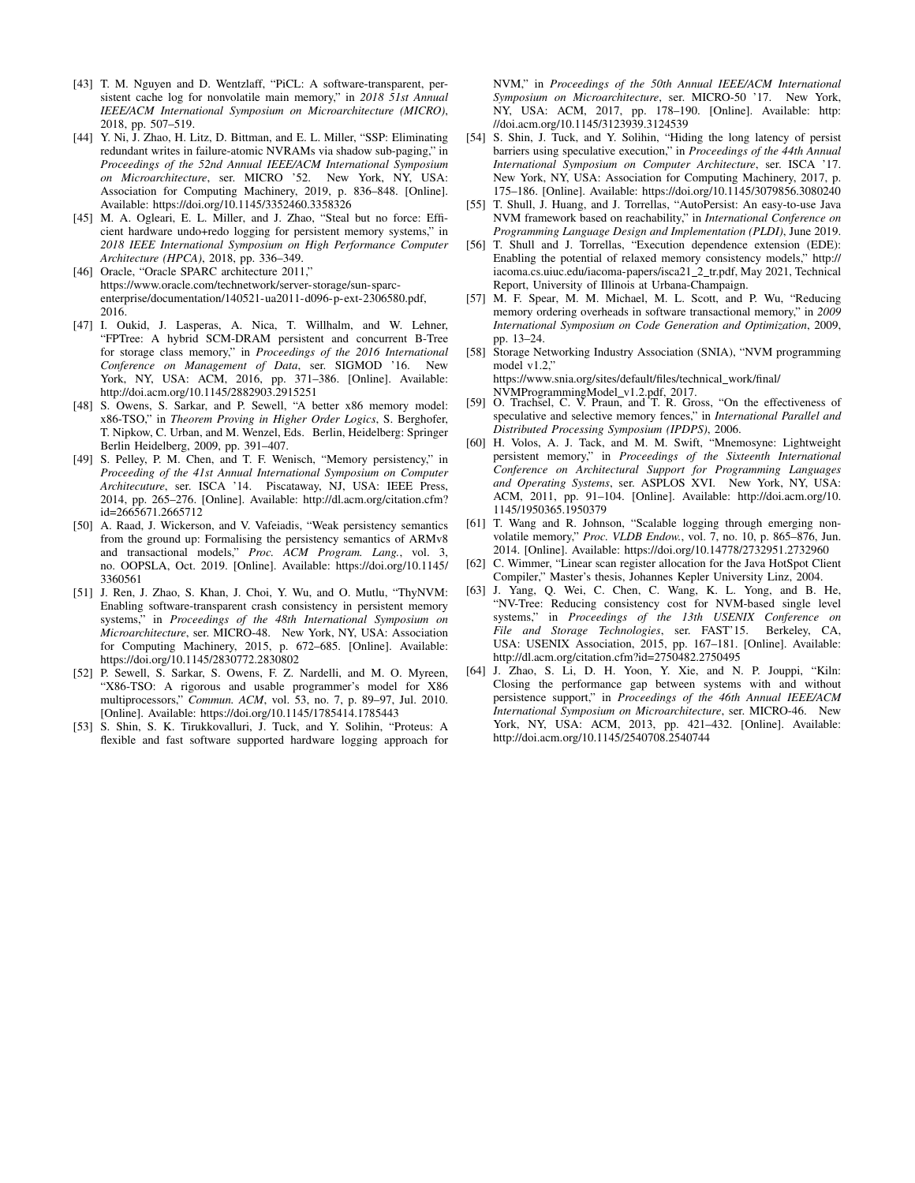[43] T. M. Nguyen and D. Wentzlaff, "PiCL: A software-transparent, persistent cache log for nonvolatile main memory," in *2018 51st Annual IEEE/ACM International Symposium on Microarchitecture (MICRO)*, 2018, pp. 507–519.

[44] Y. Ni, J. Zhao, H. Litz, D. Bittman, and E. L. Miller, "SSP: Eliminating redundant writes in failure-atomic NVRAMs via shadow sub-paging," in *Proceedings of the 52nd Annual IEEE/ACM International Symposium on Microarchitecture*, ser. MICRO '52. New York, NY, USA: Association for Computing Machinery, 2019, p. 836–848. [Online]. Available: https://doi.org/10.1145/3352460.3358326

[45] M. A. Ogleari, E. L. Miller, and J. Zhao, "Steal but no force: Efficient hardware undo+redo logging for persistent memory systems," in *2018 IEEE International Symposium on High Performance Computer Architecture (HPCA)*, 2018, pp. 336–349.

[46] Oracle, "Oracle SPARC architecture 2011," https://www.oracle.com/technetwork/server-storage/sun-sparc-enterprise/documentation/140521-ua2011-d096-p-ext-2306580.pdf, 2016.

[47] I. Oukid, J. Lasperas, A. Nica, T. Willhalm, and W. Lehner, "FPTree: A hybrid SCM-DRAM persistent and concurrent B-Tree for storage class memory," in *Proceedings of the 2016 International Conference on Management of Data*, ser. SIGMOD '16. New York, NY, USA: ACM, 2016, pp. 371–386. [Online]. Available: http://doi.acm.org/10.1145/2882903.2915251

[48] S. Owens, S. Sarkar, and P. Sewell, "A better x86 memory model: x86-TSO," in *Theorem Proving in Higher Order Logics*, S. Berghofer, T. Nipkow, C. Urban, and M. Wenzel, Eds. Berlin, Heidelberg: Springer Berlin Heidelberg, 2009, pp. 391–407.

[49] S. Pelley, P. M. Chen, and T. F. Wenisch, "Memory persistency," in *Proceeding of the 41st Annual International Symposium on Computer Architecuture*, ser. ISCA '14. Piscataway, NJ, USA: IEEE Press, 2014, pp. 265–276. [Online]. Available: http://dl.acm.org/citation.cfm?id=2665671.2665712

[50] A. Raad, J. Wickerson, and V. Vafeiadis, "Weak persistency semantics from the ground up: Formalising the persistency semantics of ARMv8 and transactional models," *Proc. ACM Program. Lang.*, vol. 3, no. OOPSLA, Oct. 2019. [Online]. Available: https://doi.org/10.1145/3360561

[51] J. Ren, J. Zhao, S. Khan, J. Choi, Y. Wu, and O. Mutlu, "ThyNVM: Enabling software-transparent crash consistency in persistent memory systems," in *Proceedings of the 48th International Symposium on Microarchitecture*, ser. MICRO-48. New York, NY, USA: Association for Computing Machinery, 2015, p. 672–685. [Online]. Available: https://doi.org/10.1145/2830772.2830802

[52] P. Sewell, S. Sarkar, S. Owens, F. Z. Nardelli, and M. O. Myreen, "X86-TSO: A rigorous and usable programmer's model for X86 multiprocessors," *Commun. ACM*, vol. 53, no. 7, p. 89–97, Jul. 2010. [Online]. Available: https://doi.org/10.1145/1785414.1785443

[53] S. Shin, S. K. Tirukkovalluri, J. Tuck, and Y. Solihin, "Proteus: A flexible and fast software supported hardware logging approach for NVM," in *Proceedings of the 50th Annual IEEE/ACM International Symposium on Microarchitecture*, ser. MICRO-50 '17. New York, NY, USA: ACM, 2017, pp. 178–190. [Online]. Available: http://doi.acm.org/10.1145/3123939.3124539

[54] S. Shin, J. Tuck, and Y. Solihin, "Hiding the long latency of persist barriers using speculative execution," in *Proceedings of the 44th Annual International Symposium on Computer Architecture*, ser. ISCA '17. New York, NY, USA: Association for Computing Machinery, 2017, p. 175–186. [Online]. Available: https://doi.org/10.1145/3079856.3080240

[55] T. Shull, J. Huang, and J. Torrellas, "AutoPersist: An easy-to-use Java NVM framework based on reachability," in *International Conference on Programming Language Design and Implementation (PLDI)*, June 2019.

[56] T. Shull and J. Torrellas, "Execution dependence extension (EDE): Enabling the potential of relaxed memory consistency models," http://iacoma.cs.uiuc.edu/iacoma-papers/isca21_2_tr.pdf, May 2021, Technical Report, University of Illinois at Urbana-Champaign.

[57] M. F. Spear, M. M. Michael, M. L. Scott, and P. Wu, "Reducing memory ordering overheads in software transactional memory," in *2009 International Symposium on Code Generation and Optimization*, 2009, pp. 13–24.

[58] Storage Networking Industry Association (SNIA), "NVM programming model v1.2," https://www.snia.org/sites/default/files/technical_work/final/NVMProgrammingModel_v1.2.pdf, 2017.

[59] O. Trachsel, C. V. Praun, and T. R. Gross, "On the effectiveness of speculative and selective memory fences," in *International Parallel and Distributed Processing Symposium (IPDPS)*, 2006.

[60] H. Volos, A. J. Tack, and M. M. Swift, "Mnemosyne: Lightweight persistent memory," in *Proceedings of the Sixteenth International Conference on Architectural Support for Programming Languages and Operating Systems*, ser. ASPLOS XVI. New York, NY, USA: ACM, 2011, pp. 91–104. [Online]. Available: http://doi.acm.org/10.1145/1950365.1950379

[61] T. Wang and R. Johnson, "Scalable logging through emerging non-volatile memory," *Proc. VLDB Endow.*, vol. 7, no. 10, p. 865–876, Jun. 2014. [Online]. Available: https://doi.org/10.14778/2732951.2732960

[62] C. Wimmer, "Linear scan register allocation for the Java HotSpot Client Compiler," Master's thesis, Johannes Kepler University Linz, 2004.

[63] J. Yang, Q. Wei, C. Chen, C. Wang, K. L. Yong, and B. He, "NV-Tree: Reducing consistency cost for NVM-based single level systems," in *Proceedings of the 13th USENIX Conference on File and Storage Technologies*, ser. FAST'15. Berkeley, CA, USA: USENIX Association, 2015, pp. 167–181. [Online]. Available: http://dl.acm.org/citation.cfm?id=2750482.2750495

[64] J. Zhao, S. Li, D. H. Yoon, Y. Xie, and N. P. Jouppi, "Kiln: Closing the performance gap between systems with and without persistence support," in *Proceedings of the 46th Annual IEEE/ACM International Symposium on Microarchitecture*, ser. MICRO-46. New York, NY, USA: ACM, 2013, pp. 421–432. [Online]. Available: http://doi.acm.org/10.1145/2540708.2540744